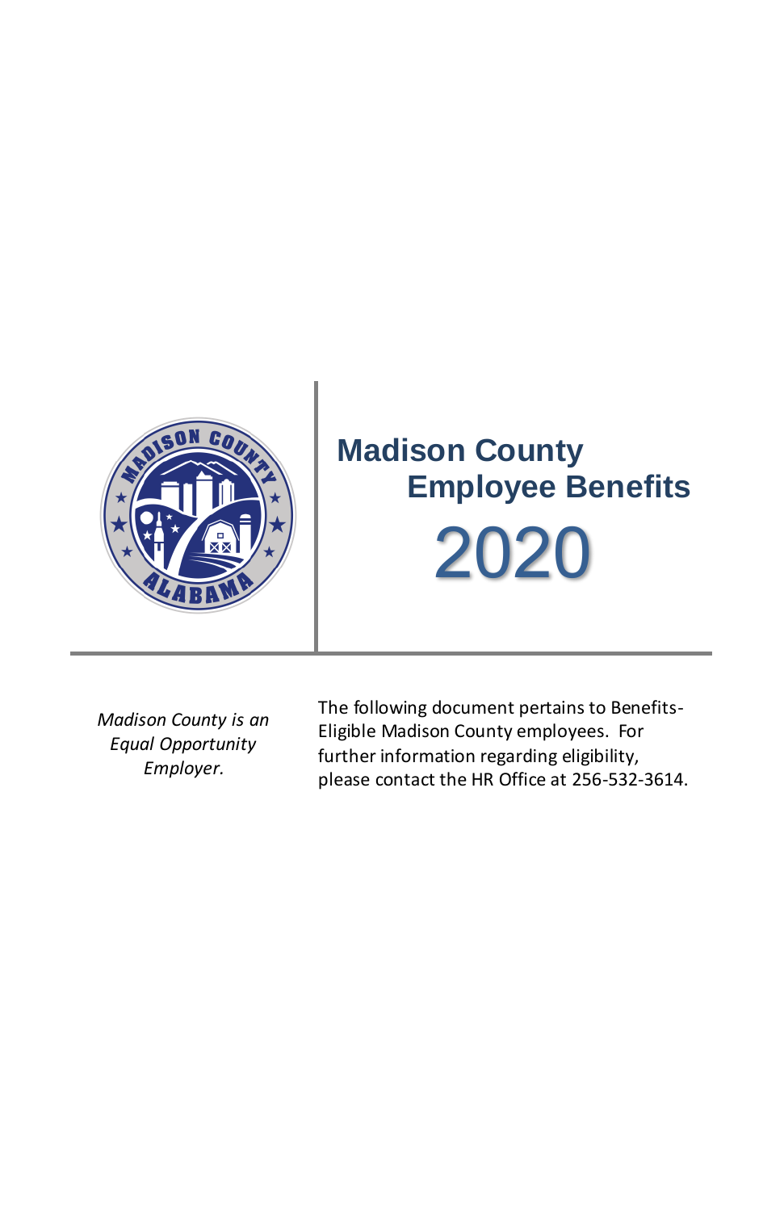# Madison County Employee Benefits

# 2020

*Madison County is an Equal Opportunity Employer.*

The following document pertains to Benefits-Eligible Madison County employees. For further information regarding eligibility, please contact the HR Office at 256-532-3614.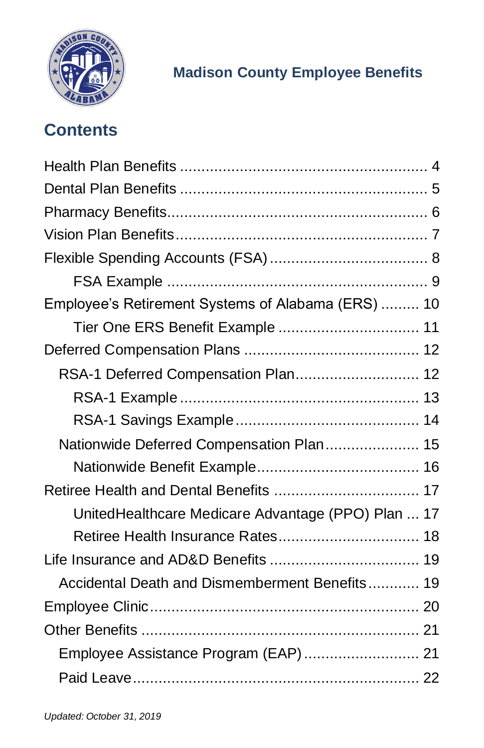**Madison County Employee Benefits**

## Contents

- Health Plan Benefits ........................................................ 4
- Dental Plan Benefits ........................................................ 5
- Pharmacy Benefits........................................................... 6
- Vision Plan Benefits.......................................................... 7
- Flexible Spending Accounts (FSA) .................................... 8
    - FSA Example ........................................................... 9
- Employee's Retirement Systems of Alabama (ERS) ......... 10
    - Tier One ERS Benefit Example ................................ 11
- Deferred Compensation Plans ........................................ 12
  - RSA-1 Deferred Compensation Plan............................ 12
    - RSA-1 Example ...................................................... 13
    - RSA-1 Savings Example.......................................... 14
  - Nationwide Deferred Compensation Plan...................... 15
    - Nationwide Benefit Example.................................... 16
- Retiree Health and Dental Benefits ................................. 17
    - UnitedHealthcare Medicare Advantage (PPO) Plan ... 17
    - Retiree Health Insurance Rates................................ 18
- Life Insurance and AD&D Benefits .................................. 19
  - Accidental Death and Dismemberment Benefits............ 19
- Employee Clinic............................................................. 20
- Other Benefits ............................................................... 21
  - Employee Assistance Program (EAP) ........................... 21
  - Paid Leave................................................................ 22

*Updated: October 31, 2019*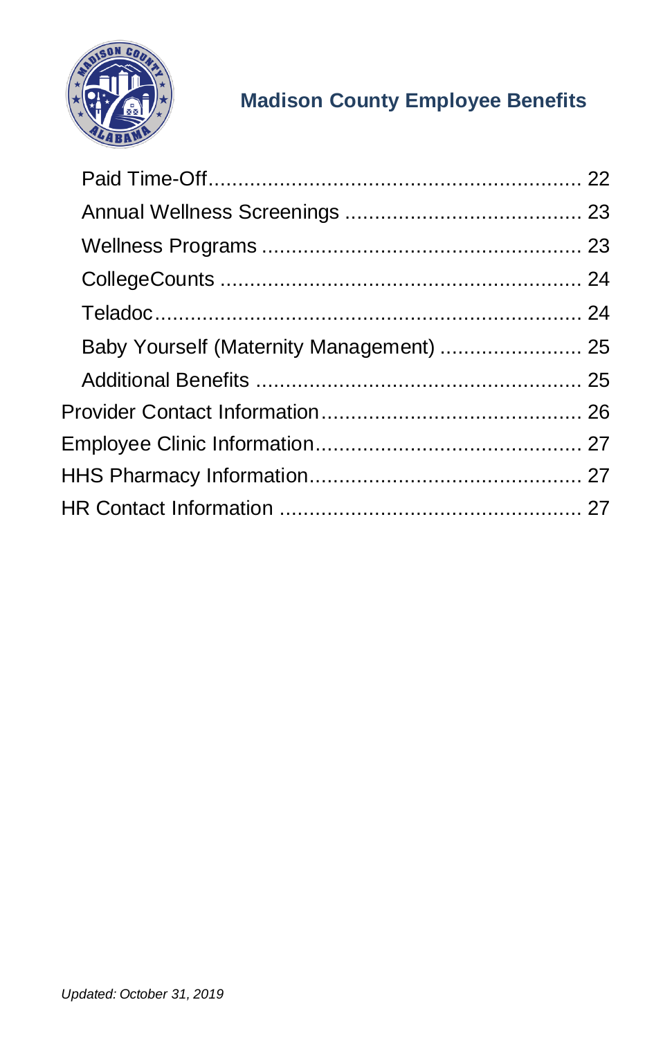Paid Time-Off ........................................................ 22
Annual Wellness Screenings ....................................... 23
Wellness Programs ..................................................... 23
CollegeCounts .......................................................... 24
Teladoc ...................................................................... 24
Baby Yourself (Maternity Management) ........................ 25
Additional Benefits ...................................................... 25

Provider Contact Information ........................................... 26
Employee Clinic Information ............................................ 27
HHS Pharmacy Information .............................................. 27
HR Contact Information .................................................. 27

*Updated: October 31, 2019*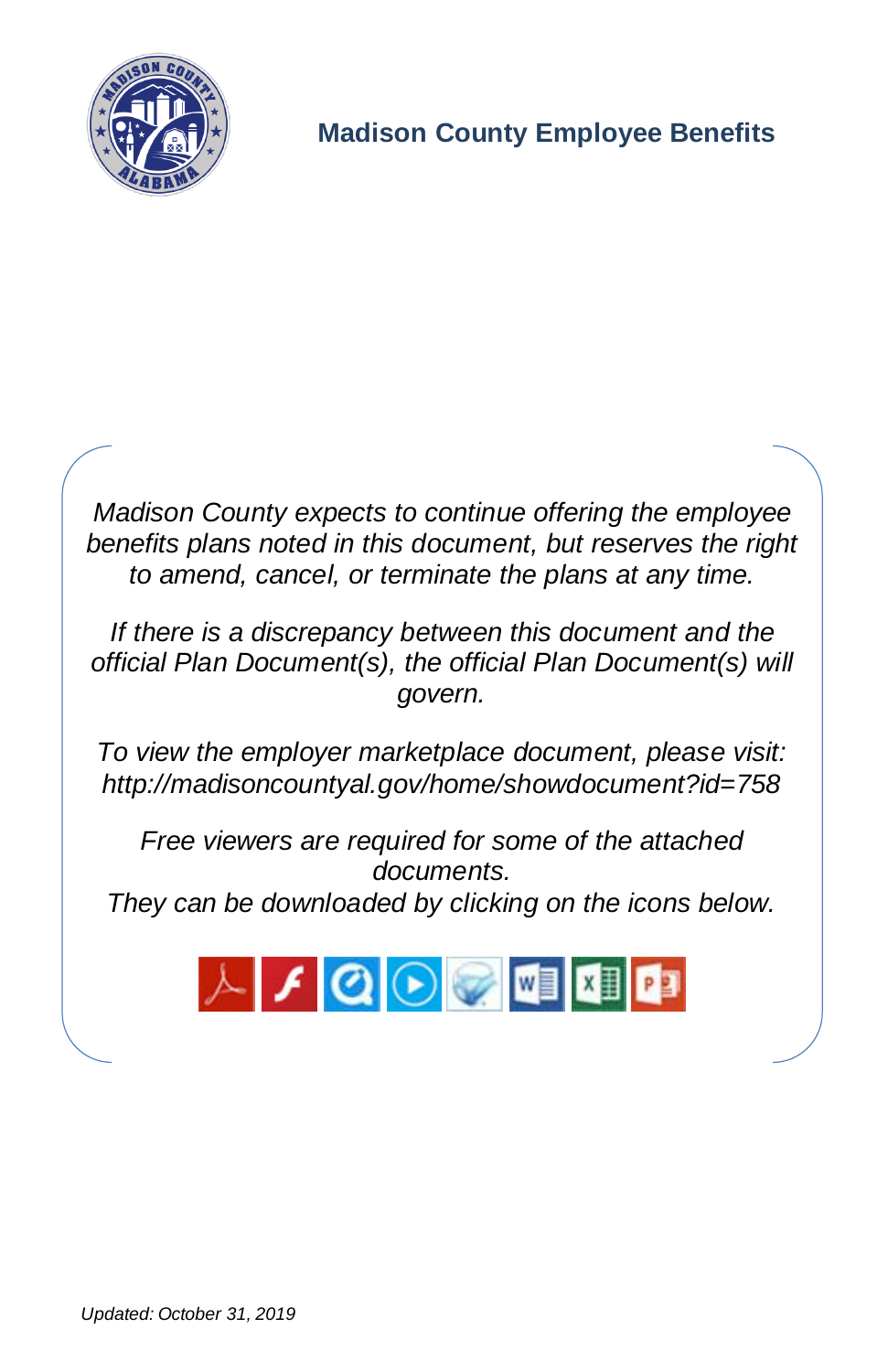# Madison County Employee Benefits

*Madison County expects to continue offering the employee benefits plans noted in this document, but reserves the right to amend, cancel, or terminate the plans at any time.*

*If there is a discrepancy between this document and the official Plan Document(s), the official Plan Document(s) will govern.*

*To view the employer marketplace document, please visit: http://madisoncountyal.gov/home/showdocument?id=758*

*Free viewers are required for some of the attached documents.*
*They can be downloaded by clicking on the icons below.*

*Updated: October 31, 2019*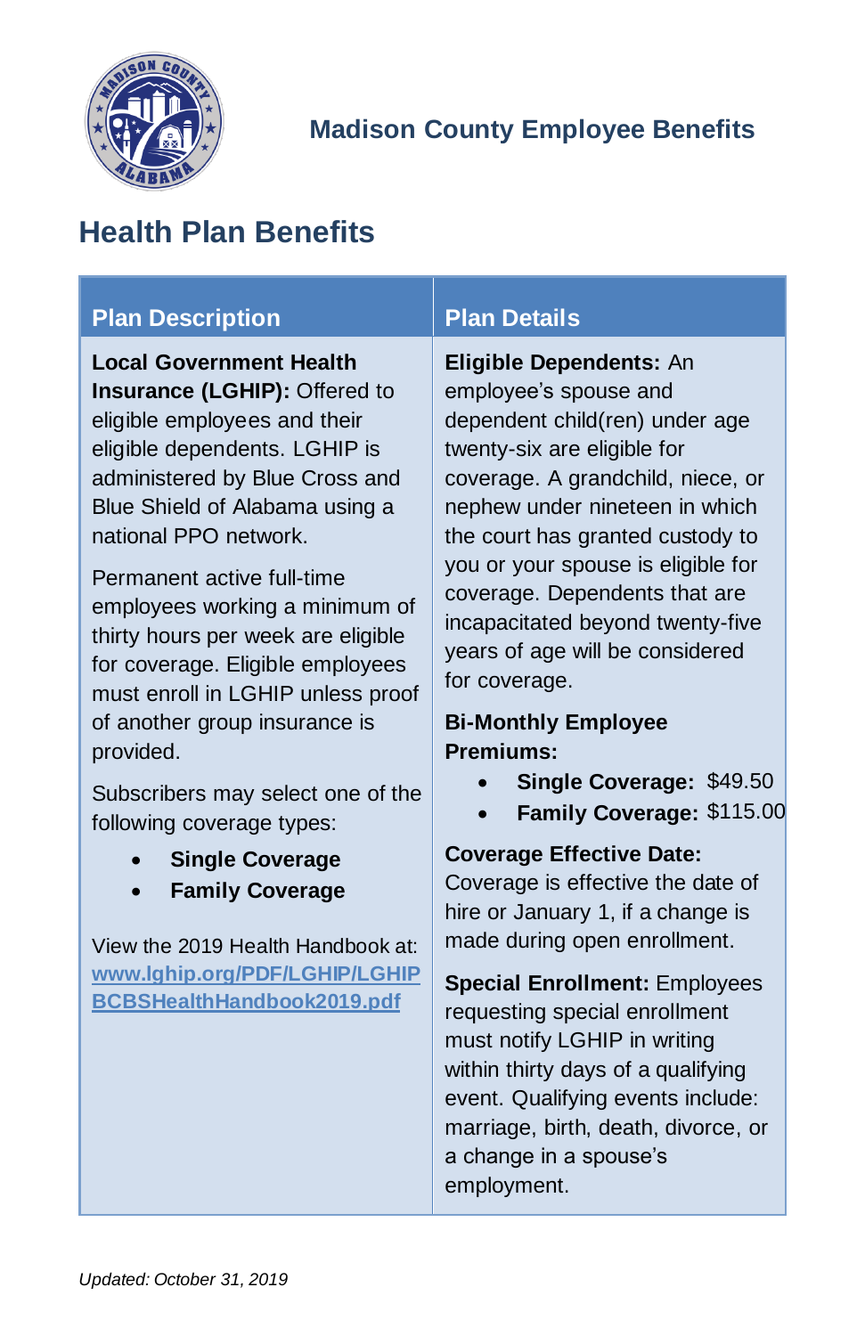## Madison County Employee Benefits

# Health Plan Benefits

| Plan Description | Plan Details |
|---|---|
| **Local Government Health Insurance (LGHIP):** Offered to eligible employees and their eligible dependents. LGHIP is administered by Blue Cross and Blue Shield of Alabama using a national PPO network.<br><br>Permanent active full-time employees working a minimum of thirty hours per week are eligible for coverage. Eligible employees must enroll in LGHIP unless proof of another group insurance is provided.<br><br>Subscribers may select one of the following coverage types:<br>• **Single Coverage**<br>• **Family Coverage**<br><br>View the 2019 Health Handbook at: [www.lghip.org/PDF/LGHIP/LGHIPBCBSHealthHandbook2019.pdf](www.lghip.org/PDF/LGHIP/LGHIPBCBSHealthHandbook2019.pdf) | **Eligible Dependents:** An employee's spouse and dependent child(ren) under age twenty-six are eligible for coverage. A grandchild, niece, or nephew under nineteen in which the court has granted custody to you or your spouse is eligible for coverage. Dependents that are incapacitated beyond twenty-five years of age will be considered for coverage.<br><br>**Bi-Monthly Employee Premiums:**<br>• **Single Coverage:** $49.50<br>• **Family Coverage:** $115.00<br><br>**Coverage Effective Date:** Coverage is effective the date of hire or January 1, if a change is made during open enrollment.<br><br>**Special Enrollment:** Employees requesting special enrollment must notify LGHIP in writing within thirty days of a qualifying event. Qualifying events include: marriage, birth, death, divorce, or a change in a spouse's employment. |

*Updated: October 31, 2019*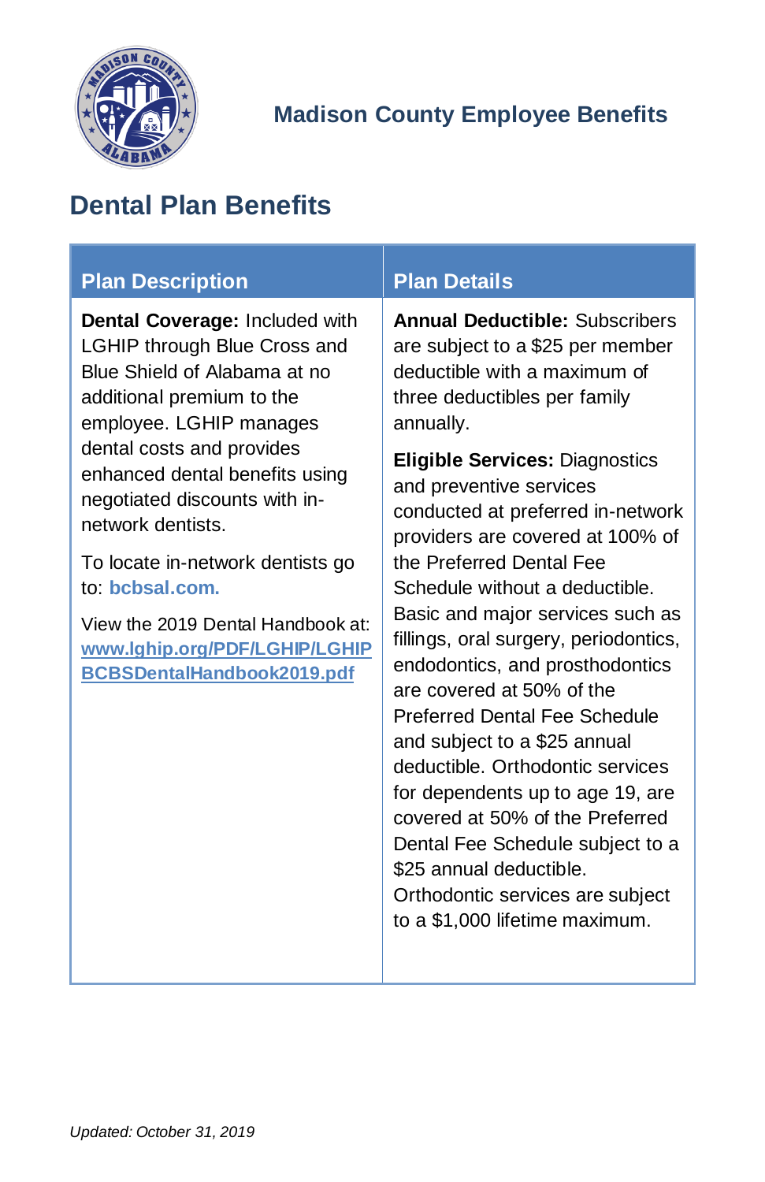Madison County Employee Benefits

## Dental Plan Benefits

| Plan Description | Plan Details |
|---|---|
| **Dental Coverage:** Included with LGHIP through Blue Cross and Blue Shield of Alabama at no additional premium to the employee. LGHIP manages dental costs and provides enhanced dental benefits using negotiated discounts with in-network dentists.<br><br>To locate in-network dentists go to: **bcbsal.com.**<br><br>View the 2019 Dental Handbook at: **www.lghip.org/PDF/LGHIP/LGHIPBCBSDentalHandbook2019.pdf** | **Annual Deductible:** Subscribers are subject to a $25 per member deductible with a maximum of three deductibles per family annually.<br><br>**Eligible Services:** Diagnostics and preventive services conducted at preferred in-network providers are covered at 100% of the Preferred Dental Fee Schedule without a deductible. Basic and major services such as fillings, oral surgery, periodontics, endodontics, and prosthodontics are covered at 50% of the Preferred Dental Fee Schedule and subject to a $25 annual deductible. Orthodontic services for dependents up to age 19, are covered at 50% of the Preferred Dental Fee Schedule subject to a $25 annual deductible. Orthodontic services are subject to a $1,000 lifetime maximum. |

*Updated: October 31, 2019*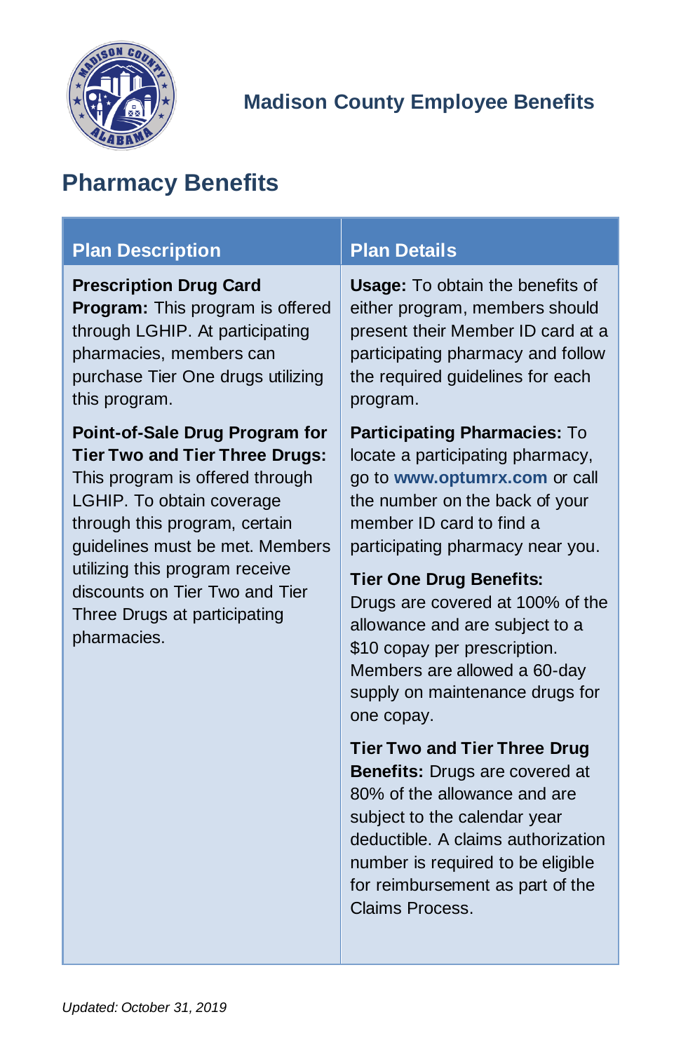Madison County Employee Benefits

## Pharmacy Benefits

| Plan Description | Plan Details |
| --- | --- |
| **Prescription Drug Card Program:** This program is offered through LGHIP. At participating pharmacies, members can purchase Tier One drugs utilizing this program.<br><br>**Point-of-Sale Drug Program for Tier Two and Tier Three Drugs:** This program is offered through LGHIP. To obtain coverage through this program, certain guidelines must be met. Members utilizing this program receive discounts on Tier Two and Tier Three Drugs at participating pharmacies. | **Usage:** To obtain the benefits of either program, members should present their Member ID card at a participating pharmacy and follow the required guidelines for each program.<br><br>**Participating Pharmacies:** To locate a participating pharmacy, go to **www.optumrx.com** or call the number on the back of your member ID card to find a participating pharmacy near you.<br><br>**Tier One Drug Benefits:** Drugs are covered at 100% of the allowance and are subject to a $10 copay per prescription. Members are allowed a 60-day supply on maintenance drugs for one copay.<br><br>**Tier Two and Tier Three Drug Benefits:** Drugs are covered at 80% of the allowance and are subject to the calendar year deductible. A claims authorization number is required to be eligible for reimbursement as part of the Claims Process. |

*Updated: October 31, 2019*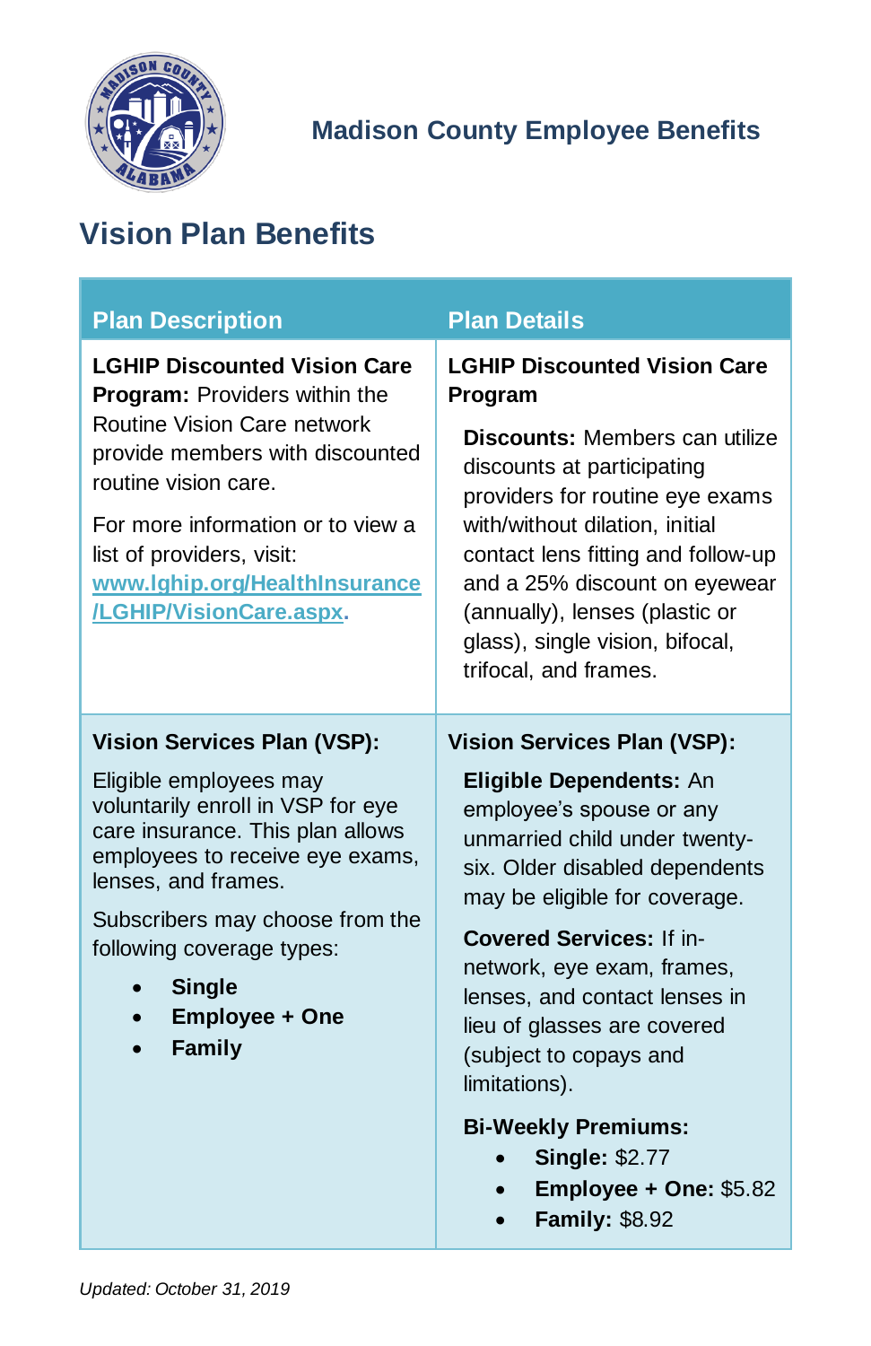Madison County Employee Benefits

## Vision Plan Benefits

| Plan Description | Plan Details |
| --- | --- |
| **LGHIP Discounted Vision Care Program:** Providers within the Routine Vision Care network provide members with discounted routine vision care.<br><br>For more information or to view a list of providers, visit: [www.lghip.org/HealthInsurance/LGHIP/VisionCare.aspx](www.lghip.org/HealthInsurance/LGHIP/VisionCare.aspx). | **LGHIP Discounted Vision Care Program**<br><br>**Discounts:** Members can utilize discounts at participating providers for routine eye exams with/without dilation, initial contact lens fitting and follow-up and a 25% discount on eyewear (annually), lenses (plastic or glass), single vision, bifocal, trifocal, and frames. |
| **Vision Services Plan (VSP):**<br><br>Eligible employees may voluntarily enroll in VSP for eye care insurance. This plan allows employees to receive eye exams, lenses, and frames.<br><br>Subscribers may choose from the following coverage types:<br>• **Single**<br>• **Employee + One**<br>• **Family** | **Vision Services Plan (VSP):**<br><br>**Eligible Dependents:** An employee's spouse or any unmarried child under twenty-six. Older disabled dependents may be eligible for coverage.<br><br>**Covered Services:** If in-network, eye exam, frames, lenses, and contact lenses in lieu of glasses are covered (subject to copays and limitations).<br><br>**Bi-Weekly Premiums:**<br>• **Single:** $2.77<br>• **Employee + One:** $5.82<br>• **Family:** $8.92 |

*Updated: October 31, 2019*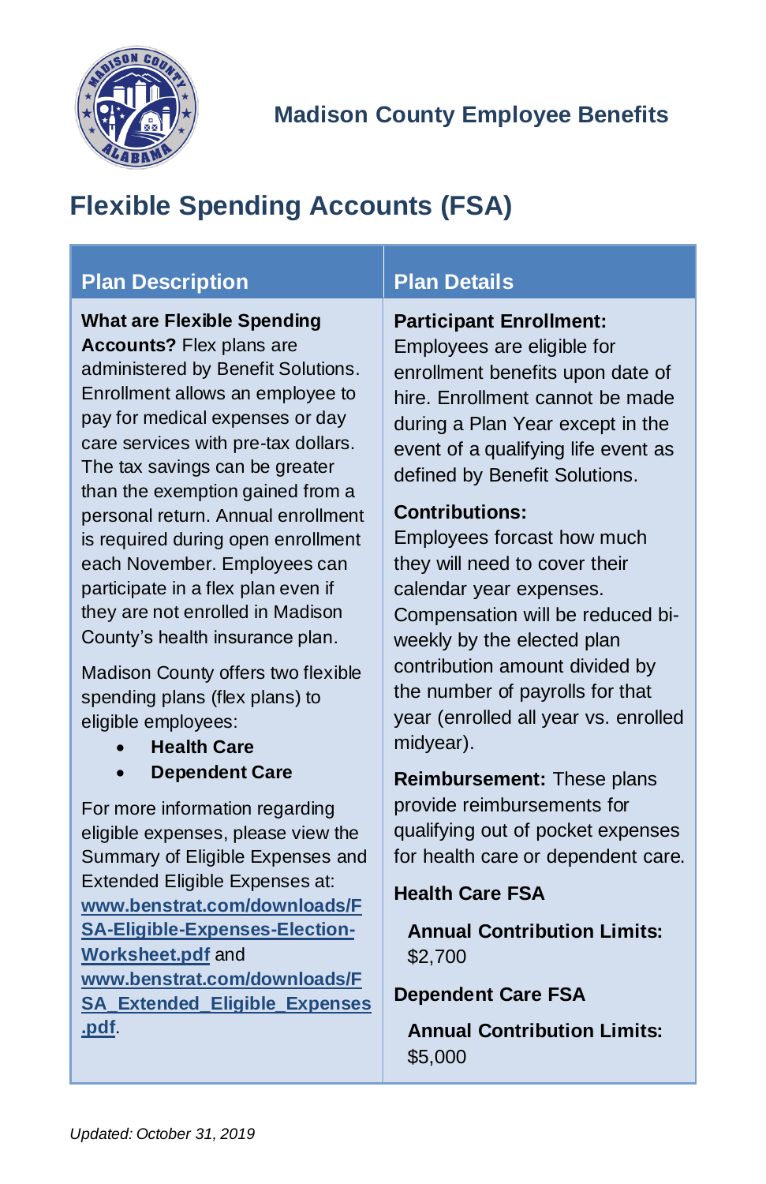Madison County Employee Benefits

# Flexible Spending Accounts (FSA)

| Plan Description | Plan Details |
|---|---|
| **What are Flexible Spending Accounts?** Flex plans are administered by Benefit Solutions. Enrollment allows an employee to pay for medical expenses or day care services with pre-tax dollars. The tax savings can be greater than the exemption gained from a personal return. Annual enrollment is required during open enrollment each November. Employees can participate in a flex plan even if they are not enrolled in Madison County's health insurance plan.<br><br>Madison County offers two flexible spending plans (flex plans) to eligible employees:<br>• **Health Care**<br>• **Dependent Care**<br><br>For more information regarding eligible expenses, please view the Summary of Eligible Expenses and Extended Eligible Expenses at: **www.benstrat.com/downloads/FSA-Eligible-Expenses-Election-Worksheet.pdf** and **www.benstrat.com/downloads/FSA_Extended_Eligible_Expenses.pdf**. | **Participant Enrollment:** Employees are eligible for enrollment benefits upon date of hire. Enrollment cannot be made during a Plan Year except in the event of a qualifying life event as defined by Benefit Solutions.<br><br>**Contributions:** Employees forcast how much they will need to cover their calendar year expenses. Compensation will be reduced bi-weekly by the elected plan contribution amount divided by the number of payrolls for that year (enrolled all year vs. enrolled midyear).<br><br>**Reimbursement:** These plans provide reimbursements for qualifying out of pocket expenses for health care or dependent care.<br><br>**Health Care FSA**<br>**Annual Contribution Limits:** $2,700<br><br>**Dependent Care FSA**<br>**Annual Contribution Limits:** $5,000 |

*Updated: October 31, 2019*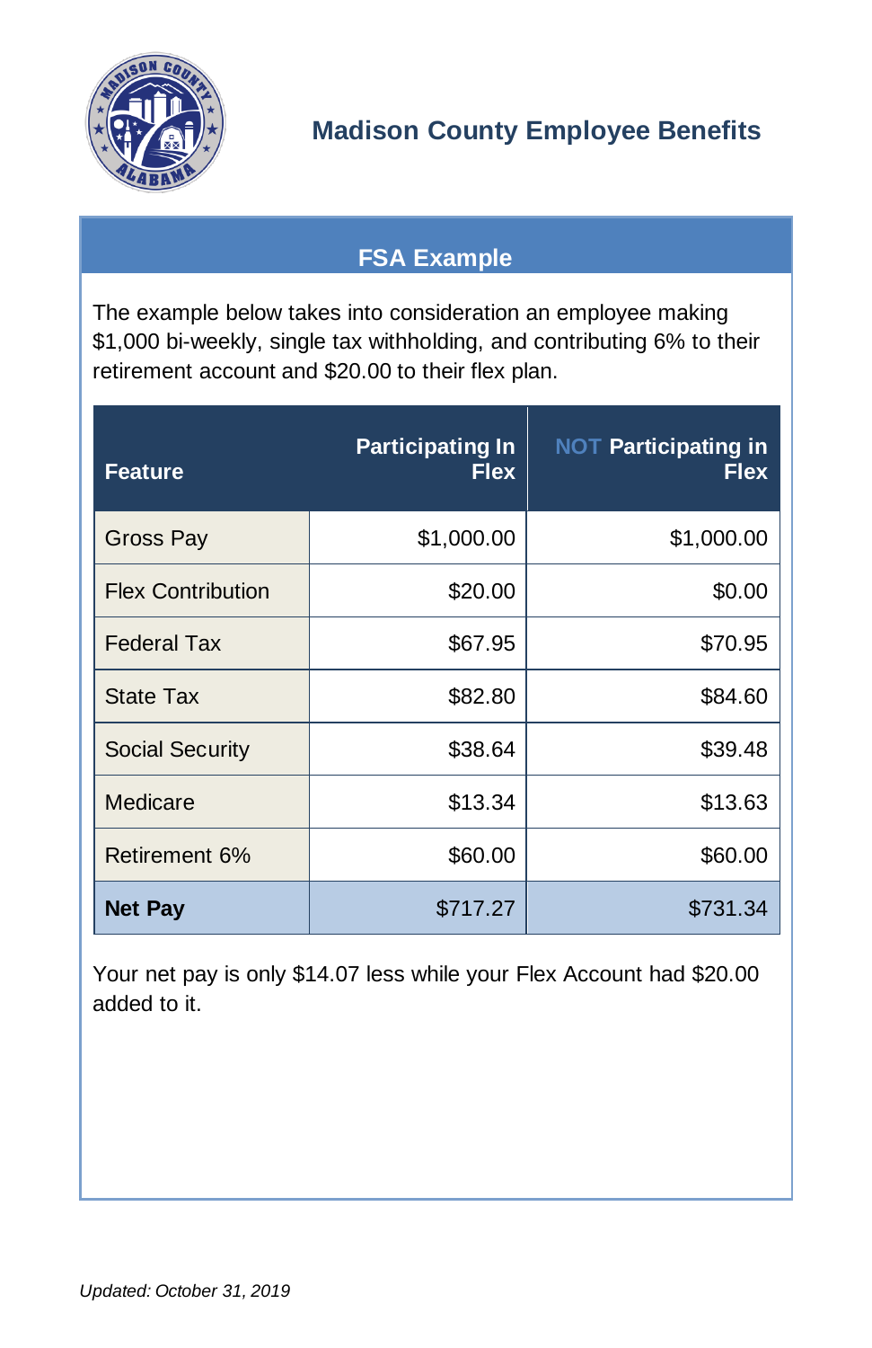# Madison County Employee Benefits

## FSA Example

The example below takes into consideration an employee making $1,000 bi-weekly, single tax withholding, and contributing 6% to their retirement account and $20.00 to their flex plan.

| Feature | Participating In Flex | NOT Participating in Flex |
|---|---:|---:|
| Gross Pay | $1,000.00 | $1,000.00 |
| Flex Contribution | $20.00 | $0.00 |
| Federal Tax | $67.95 | $70.95 |
| State Tax | $82.80 | $84.60 |
| Social Security | $38.64 | $39.48 |
| Medicare | $13.34 | $13.63 |
| Retirement 6% | $60.00 | $60.00 |
| **Net Pay** | $717.27 | $731.34 |

Your net pay is only $14.07 less while your Flex Account had $20.00 added to it.

*Updated: October 31, 2019*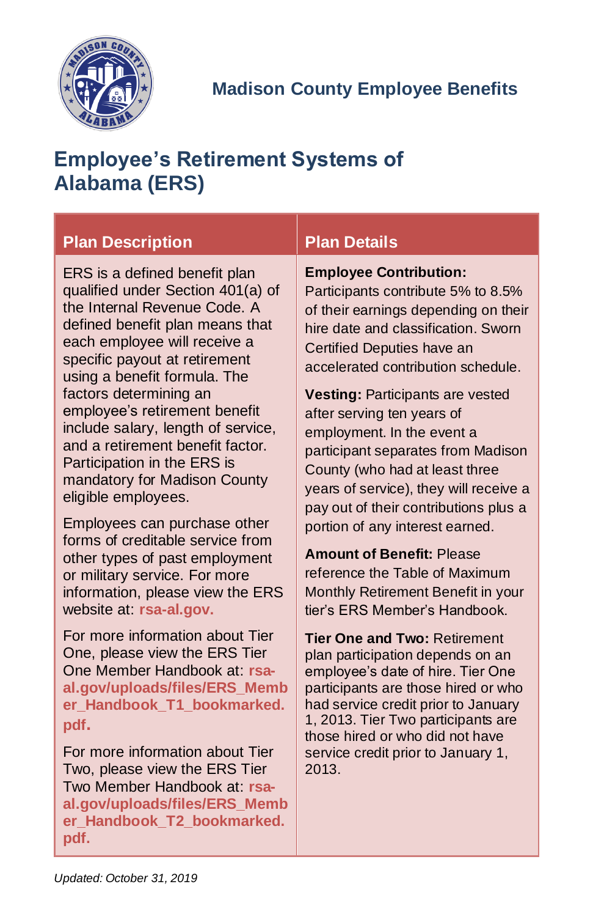Madison County Employee Benefits

# Employee's Retirement Systems of Alabama (ERS)

| Plan Description | Plan Details |
|---|---|
| ERS is a defined benefit plan qualified under Section 401(a) of the Internal Revenue Code. A defined benefit plan means that each employee will receive a specific payout at retirement using a benefit formula. The factors determining an employee's retirement benefit include salary, length of service, and a retirement benefit factor. Participation in the ERS is mandatory for Madison County eligible employees.<br><br>Employees can purchase other forms of creditable service from other types of past employment or military service. For more information, please view the ERS website at: **rsa-al.gov.**<br><br>For more information about Tier One, please view the ERS Tier One Member Handbook at: **rsa-al.gov/uploads/files/ERS_Member_Handbook_T1_bookmarked.pdf.**<br><br>For more information about Tier Two, please view the ERS Tier Two Member Handbook at: **rsa-al.gov/uploads/files/ERS_Member_Handbook_T2_bookmarked.pdf.** | **Employee Contribution:** Participants contribute 5% to 8.5% of their earnings depending on their hire date and classification. Sworn Certified Deputies have an accelerated contribution schedule.<br><br>**Vesting:** Participants are vested after serving ten years of employment. In the event a participant separates from Madison County (who had at least three years of service), they will receive a pay out of their contributions plus a portion of any interest earned.<br><br>**Amount of Benefit:** Please reference the Table of Maximum Monthly Retirement Benefit in your tier's ERS Member's Handbook.<br><br>**Tier One and Two:** Retirement plan participation depends on an employee's date of hire. Tier One participants are those hired or who had service credit prior to January 1, 2013. Tier Two participants are those hired or who did not have service credit prior to January 1, 2013. |

*Updated: October 31, 2019*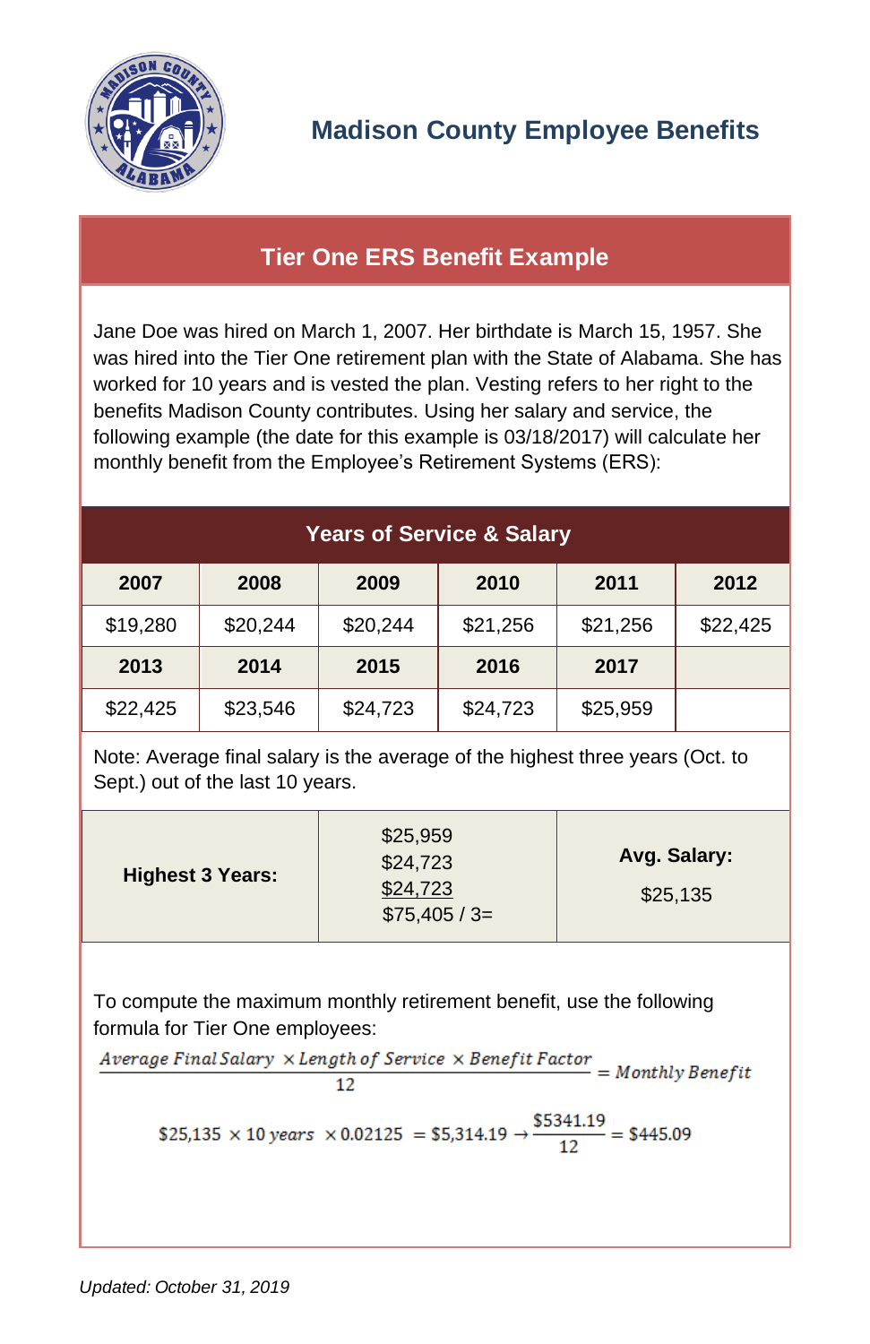# Madison County Employee Benefits

## Tier One ERS Benefit Example

Jane Doe was hired on March 1, 2007. Her birthdate is March 15, 1957. She was hired into the Tier One retirement plan with the State of Alabama. She has worked for 10 years and is vested the plan. Vesting refers to her right to the benefits Madison County contributes. Using her salary and service, the following example (the date for this example is 03/18/2017) will calculate her monthly benefit from the Employee's Retirement Systems (ERS):

| Years of Service & Salary | | | | | |
|---|---|---|---|---|---|
| **2007** | **2008** | **2009** | **2010** | **2011** | **2012** |
| $19,280 | $20,244 | $20,244 | $21,256 | $21,256 | $22,425 |
| **2013** | **2014** | **2015** | **2016** | **2017** | |
| $22,425 | $23,546 | $24,723 | $24,723 | $25,959 | |

Note: Average final salary is the average of the highest three years (Oct. to Sept.) out of the last 10 years.

| **Highest 3 Years:** | $25,959<br>$24,723<br>$24,723<br>$75,405 / 3= | **Avg. Salary:**<br>$25,135 |
|---|---|---|

To compute the maximum monthly retirement benefit, use the following formula for Tier One employees:

$$\frac{\textit{Average Final Salary} \times \textit{Length of Service} \times \textit{Benefit Factor}}{12} = \textit{Monthly Benefit}$$

$$\$25{,}135 \times 10\ \textit{years} \times 0.02125 = \$5{,}314.19 \rightarrow \frac{\$5341.19}{12} = \$445.09$$

*Updated: October 31, 2019*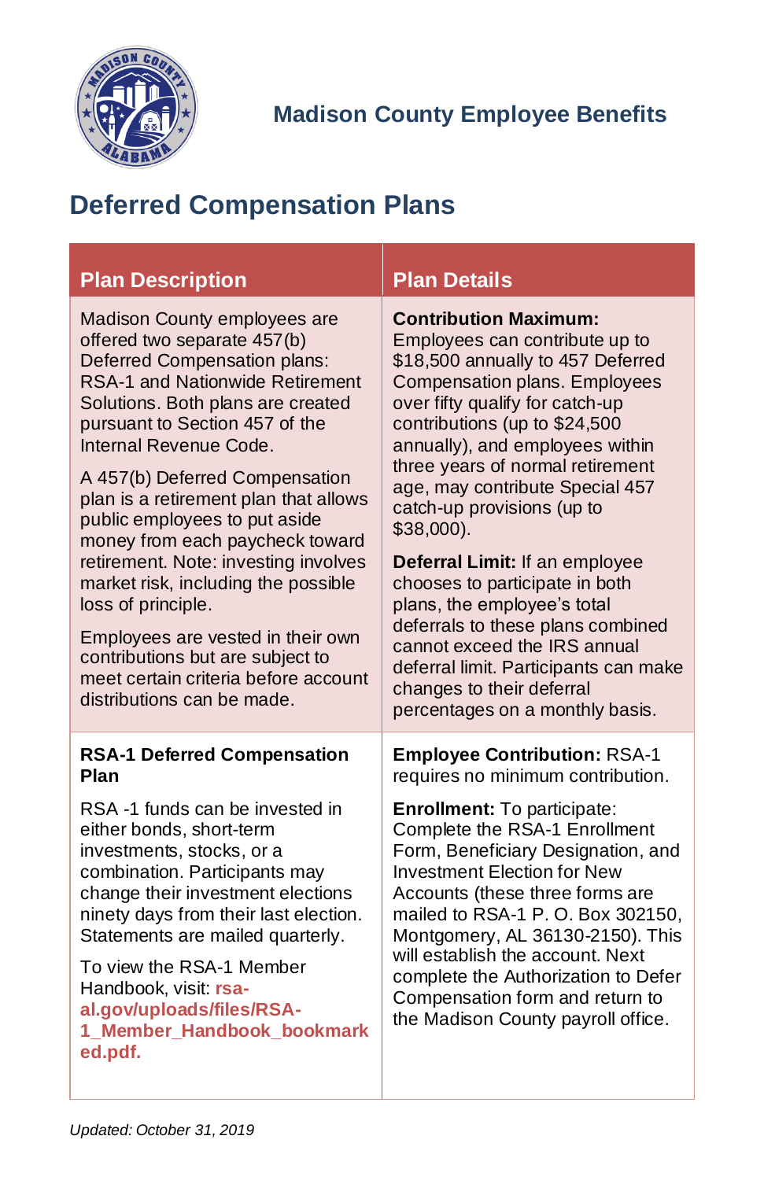Madison County Employee Benefits

## Deferred Compensation Plans

| Plan Description | Plan Details |
| --- | --- |
| Madison County employees are offered two separate 457(b) Deferred Compensation plans: RSA-1 and Nationwide Retirement Solutions. Both plans are created pursuant to Section 457 of the Internal Revenue Code.<br><br>A 457(b) Deferred Compensation plan is a retirement plan that allows public employees to put aside money from each paycheck toward retirement. Note: investing involves market risk, including the possible loss of principle.<br><br>Employees are vested in their own contributions but are subject to meet certain criteria before account distributions can be made. | **Contribution Maximum:** Employees can contribute up to $18,500 annually to 457 Deferred Compensation plans. Employees over fifty qualify for catch-up contributions (up to $24,500 annually), and employees within three years of normal retirement age, may contribute Special 457 catch-up provisions (up to $38,000).<br><br>**Deferral Limit:** If an employee chooses to participate in both plans, the employee's total deferrals to these plans combined cannot exceed the IRS annual deferral limit. Participants can make changes to their deferral percentages on a monthly basis. |
| **RSA-1 Deferred Compensation Plan**<br><br>RSA -1 funds can be invested in either bonds, short-term investments, stocks, or a combination. Participants may change their investment elections ninety days from their last election. Statements are mailed quarterly.<br><br>To view the RSA-1 Member Handbook, visit: **rsa-al.gov/uploads/files/RSA-1_Member_Handbook_bookmarked.pdf.** | **Employee Contribution:** RSA-1 requires no minimum contribution.<br><br>**Enrollment:** To participate: Complete the RSA-1 Enrollment Form, Beneficiary Designation, and Investment Election for New Accounts (these three forms are mailed to RSA-1 P. O. Box 302150, Montgomery, AL 36130-2150). This will establish the account. Next complete the Authorization to Defer Compensation form and return to the Madison County payroll office. |

*Updated: October 31, 2019*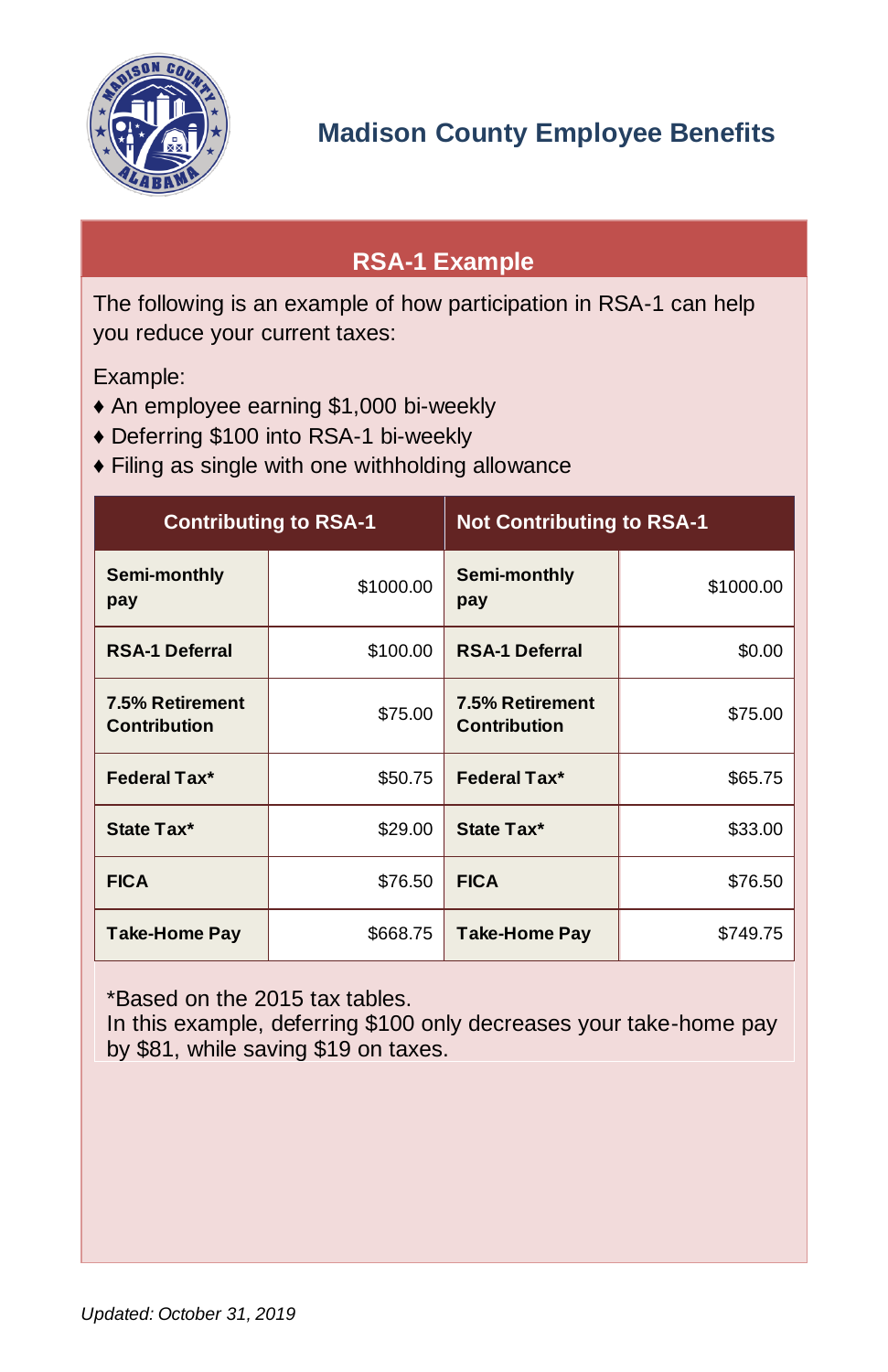## Madison County Employee Benefits

### RSA-1 Example

The following is an example of how participation in RSA-1 can help you reduce your current taxes:

Example:

- ♦ An employee earning $1,000 bi-weekly
- ♦ Deferring $100 into RSA-1 bi-weekly
- ♦ Filing as single with one withholding allowance

| Contributing to RSA-1 | | Not Contributing to RSA-1 | |
|---|---|---|---|
| **Semi-monthly pay** | $1000.00 | **Semi-monthly pay** | $1000.00 |
| **RSA-1 Deferral** | $100.00 | **RSA-1 Deferral** | $0.00 |
| **7.5% Retirement Contribution** | $75.00 | **7.5% Retirement Contribution** | $75.00 |
| **Federal Tax*** | $50.75 | **Federal Tax*** | $65.75 |
| **State Tax*** | $29.00 | **State Tax*** | $33.00 |
| **FICA** | $76.50 | **FICA** | $76.50 |
| **Take-Home Pay** | $668.75 | **Take-Home Pay** | $749.75 |

*Based on the 2015 tax tables.
In this example, deferring $100 only decreases your take-home pay by $81, while saving $19 on taxes.

*Updated: October 31, 2019*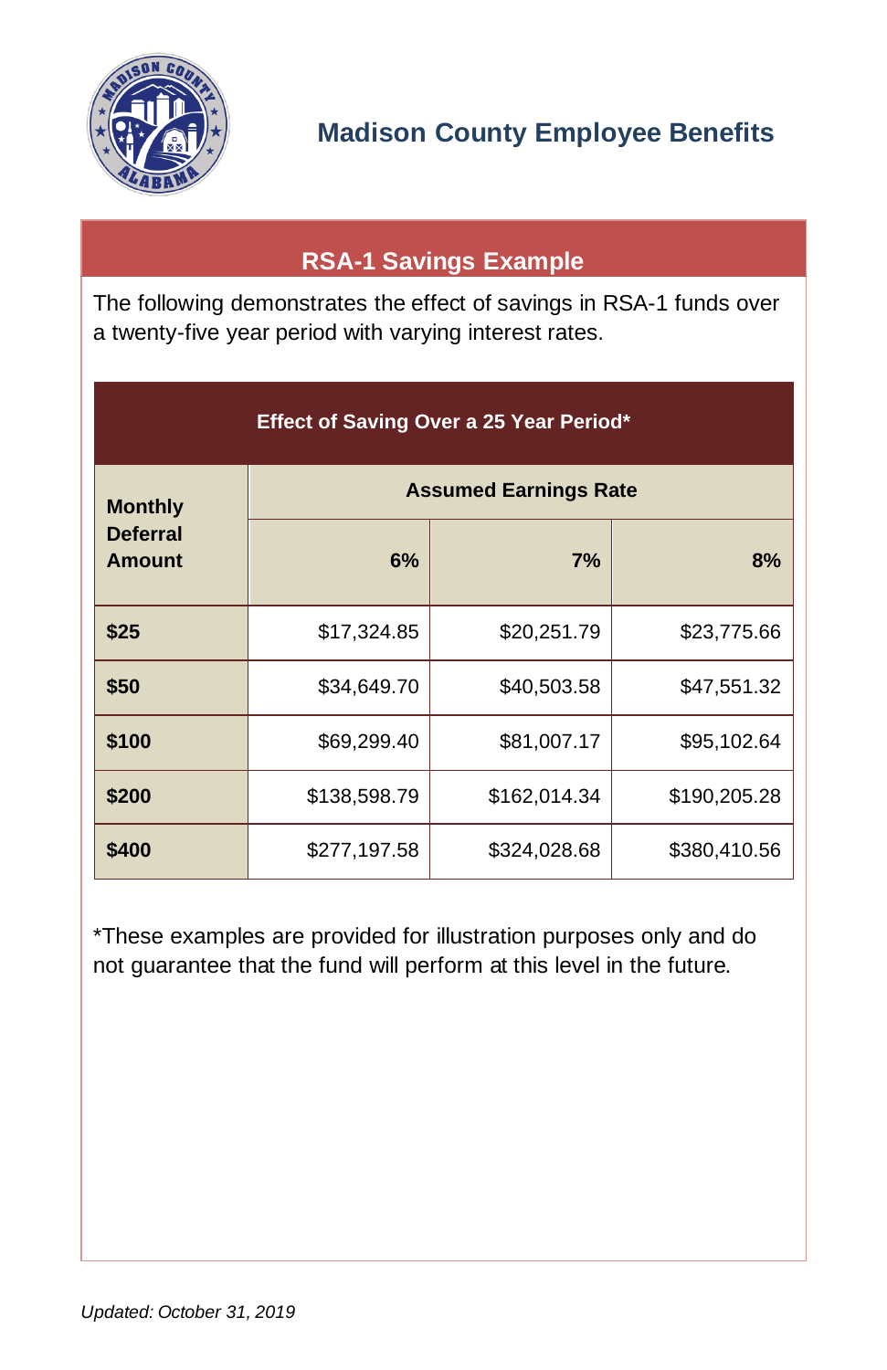# Madison County Employee Benefits

## RSA-1 Savings Example

The following demonstrates the effect of savings in RSA-1 funds over a twenty-five year period with varying interest rates.

**Effect of Saving Over a 25 Year Period***

| Monthly Deferral Amount | Assumed Earnings Rate | | |
|---|---|---|---|
| | 6% | 7% | 8% |
| $25 | $17,324.85 | $20,251.79 | $23,775.66 |
| $50 | $34,649.70 | $40,503.58 | $47,551.32 |
| $100 | $69,299.40 | $81,007.17 | $95,102.64 |
| $200 | $138,598.79 | $162,014.34 | $190,205.28 |
| $400 | $277,197.58 | $324,028.68 | $380,410.56 |

*These examples are provided for illustration purposes only and do not guarantee that the fund will perform at this level in the future.

*Updated: October 31, 2019*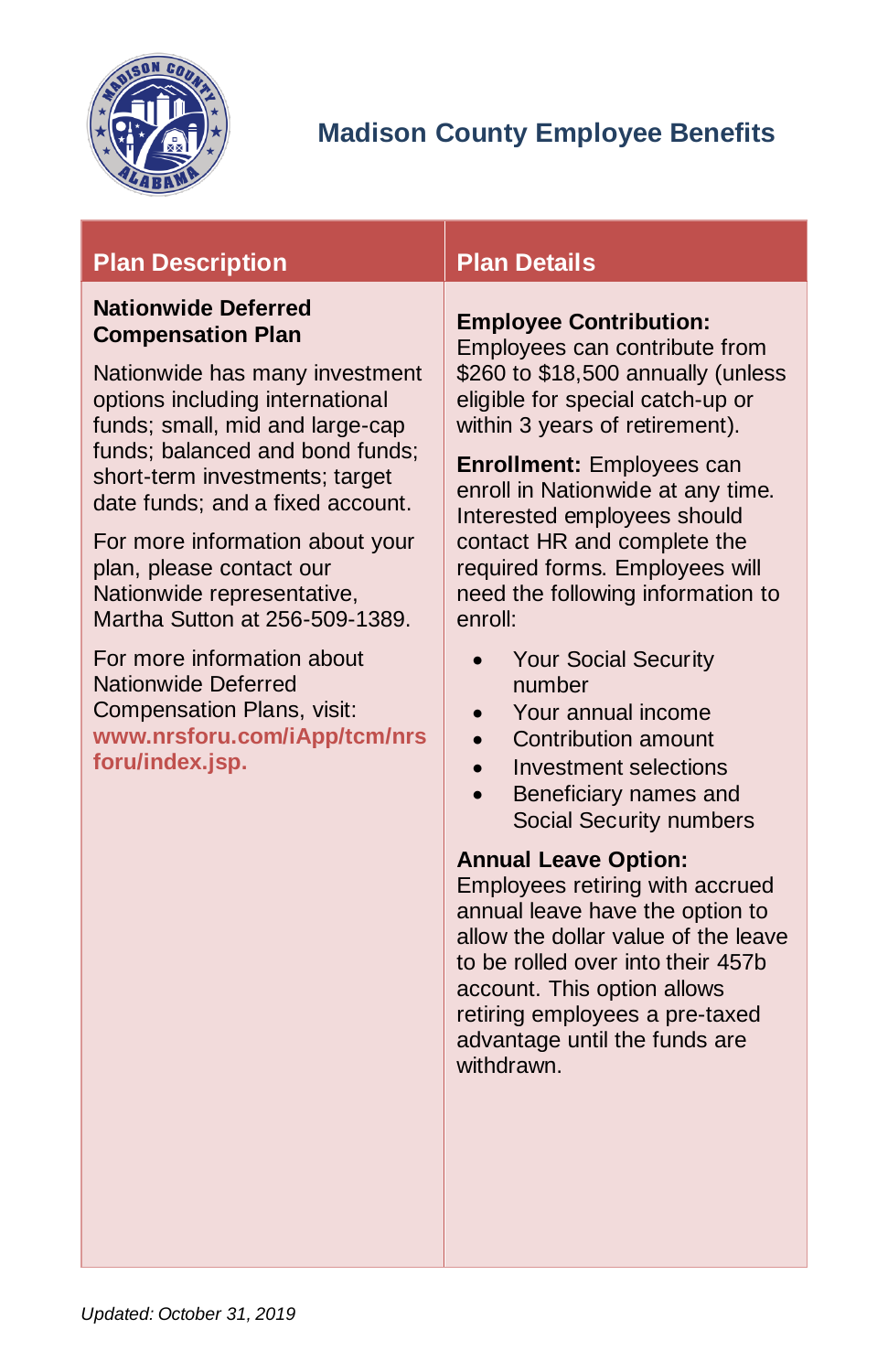# Madison County Employee Benefits

| Plan Description | Plan Details |
|---|---|
| **Nationwide Deferred Compensation Plan**<br><br>Nationwide has many investment options including international funds; small, mid and large-cap funds; balanced and bond funds; short-term investments; target date funds; and a fixed account.<br><br>For more information about your plan, please contact our Nationwide representative, Martha Sutton at 256-509-1389.<br><br>For more information about Nationwide Deferred Compensation Plans, visit: **www.nrsforu.com/iApp/tcm/nrsforu/index.jsp.** | **Employee Contribution:** Employees can contribute from \$260 to \$18,500 annually (unless eligible for special catch-up or within 3 years of retirement).<br><br>**Enrollment:** Employees can enroll in Nationwide at any time. Interested employees should contact HR and complete the required forms. Employees will need the following information to enroll:<br>• Your Social Security number<br>• Your annual income<br>• Contribution amount<br>• Investment selections<br>• Beneficiary names and Social Security numbers<br><br>**Annual Leave Option:** Employees retiring with accrued annual leave have the option to allow the dollar value of the leave to be rolled over into their 457b account. This option allows retiring employees a pre-taxed advantage until the funds are withdrawn. |

*Updated: October 31, 2019*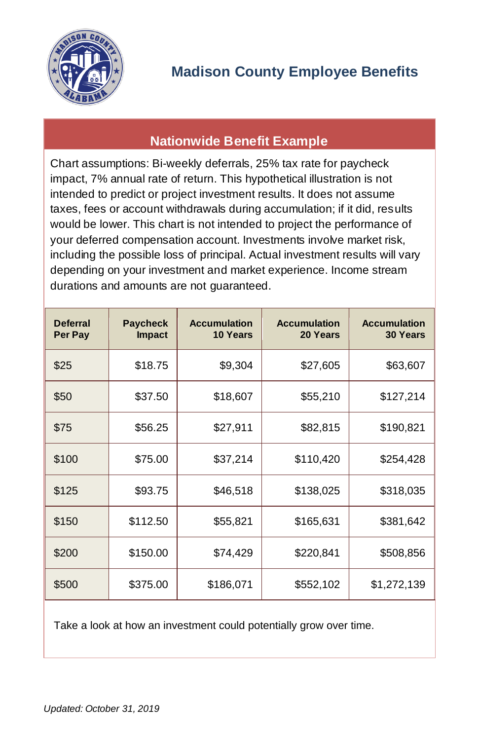# Madison County Employee Benefits

## Nationwide Benefit Example

Chart assumptions: Bi-weekly deferrals, 25% tax rate for paycheck impact, 7% annual rate of return. This hypothetical illustration is not intended to predict or project investment results. It does not assume taxes, fees or account withdrawals during accumulation; if it did, results would be lower. This chart is not intended to project the performance of your deferred compensation account. Investments involve market risk, including the possible loss of principal. Actual investment results will vary depending on your investment and market experience. Income stream durations and amounts are not guaranteed.

| Deferral Per Pay | Paycheck Impact | Accumulation 10 Years | Accumulation 20 Years | Accumulation 30 Years |
|---|---|---|---|---|
| $25 | $18.75 | $9,304 | $27,605 | $63,607 |
| $50 | $37.50 | $18,607 | $55,210 | $127,214 |
| $75 | $56.25 | $27,911 | $82,815 | $190,821 |
| $100 | $75.00 | $37,214 | $110,420 | $254,428 |
| $125 | $93.75 | $46,518 | $138,025 | $318,035 |
| $150 | $112.50 | $55,821 | $165,631 | $381,642 |
| $200 | $150.00 | $74,429 | $220,841 | $508,856 |
| $500 | $375.00 | $186,071 | $552,102 | $1,272,139 |

Take a look at how an investment could potentially grow over time.

*Updated: October 31, 2019*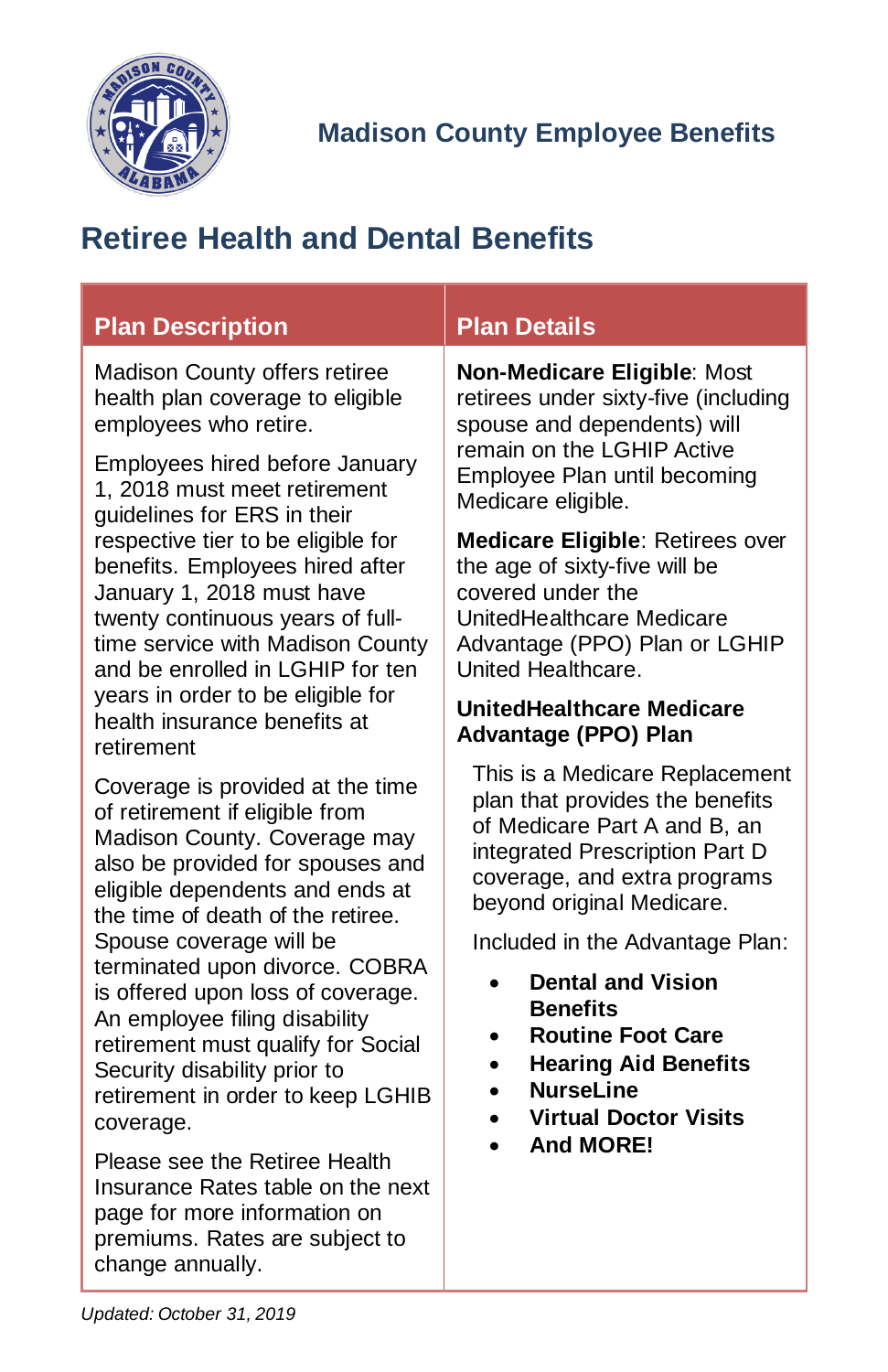Madison County Employee Benefits

# Retiree Health and Dental Benefits

| Plan Description | Plan Details |
|---|---|
| Madison County offers retiree health plan coverage to eligible employees who retire.<br><br>Employees hired before January 1, 2018 must meet retirement guidelines for ERS in their respective tier to be eligible for benefits. Employees hired after January 1, 2018 must have twenty continuous years of full-time service with Madison County and be enrolled in LGHIP for ten years in order to be eligible for health insurance benefits at retirement<br><br>Coverage is provided at the time of retirement if eligible from Madison County. Coverage may also be provided for spouses and eligible dependents and ends at the time of death of the retiree. Spouse coverage will be terminated upon divorce. COBRA is offered upon loss of coverage. An employee filing disability retirement must qualify for Social Security disability prior to retirement in order to keep LGHIB coverage.<br><br>Please see the Retiree Health Insurance Rates table on the next page for more information on premiums. Rates are subject to change annually. | **Non-Medicare Eligible**: Most retirees under sixty-five (including spouse and dependents) will remain on the LGHIP Active Employee Plan until becoming Medicare eligible.<br><br>**Medicare Eligible**: Retirees over the age of sixty-five will be covered under the UnitedHealthcare Medicare Advantage (PPO) Plan or LGHIP United Healthcare.<br><br>**UnitedHealthcare Medicare Advantage (PPO) Plan**<br><br>This is a Medicare Replacement plan that provides the benefits of Medicare Part A and B, an integrated Prescription Part D coverage, and extra programs beyond original Medicare.<br><br>Included in the Advantage Plan:<br>• **Dental and Vision Benefits**<br>• **Routine Foot Care**<br>• **Hearing Aid Benefits**<br>• **NurseLine**<br>• **Virtual Doctor Visits**<br>• **And MORE!** |

*Updated: October 31, 2019*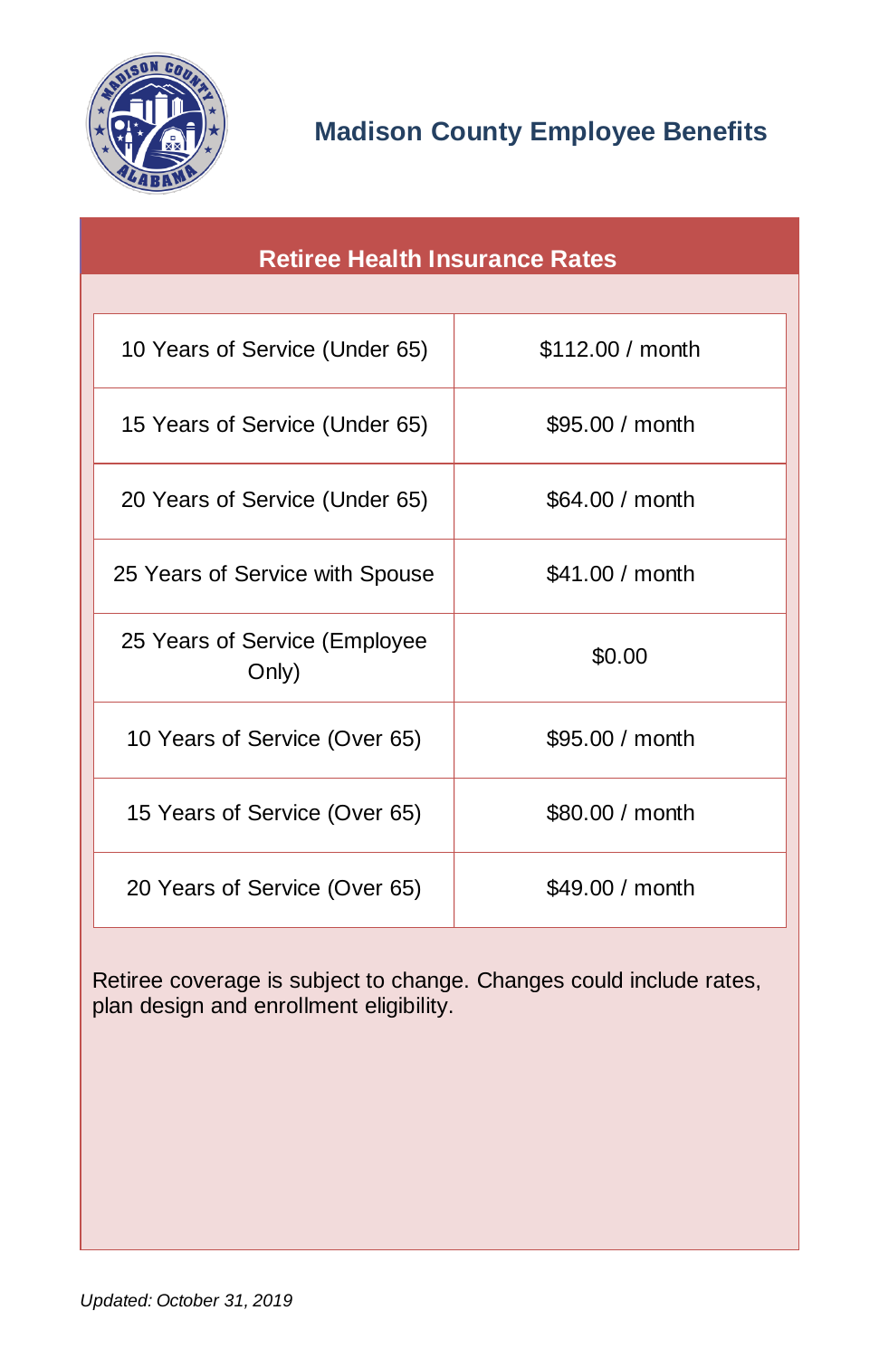# Madison County Employee Benefits

## Retiree Health Insurance Rates

| | |
|---|---|
| 10 Years of Service (Under 65) | $112.00 / month |
| 15 Years of Service (Under 65) | $95.00 / month |
| 20 Years of Service (Under 65) | $64.00 / month |
| 25 Years of Service with Spouse | $41.00 / month |
| 25 Years of Service (Employee Only) | $0.00 |
| 10 Years of Service (Over 65) | $95.00 / month |
| 15 Years of Service (Over 65) | $80.00 / month |
| 20 Years of Service (Over 65) | $49.00 / month |

Retiree coverage is subject to change. Changes could include rates, plan design and enrollment eligibility.

*Updated: October 31, 2019*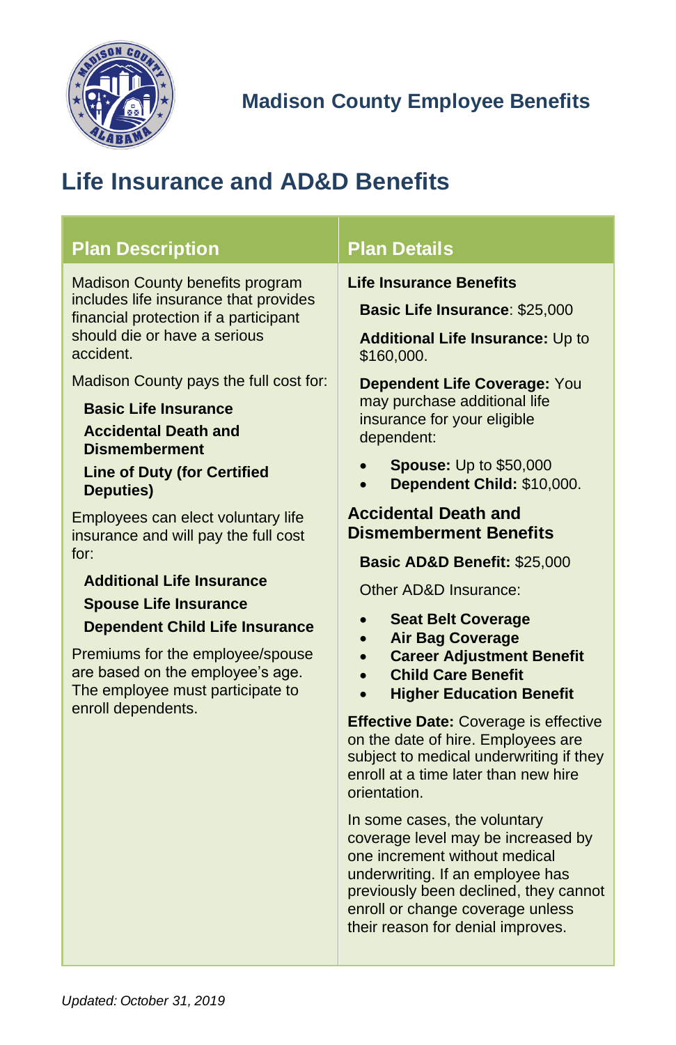Madison County Employee Benefits

# Life Insurance and AD&D Benefits

| Plan Description | Plan Details |
| --- | --- |
| Madison County benefits program includes life insurance that provides financial protection if a participant should die or have a serious accident.<br><br>Madison County pays the full cost for:<br><br>**Basic Life Insurance**<br>**Accidental Death and Dismemberment**<br>**Line of Duty (for Certified Deputies)**<br><br>Employees can elect voluntary life insurance and will pay the full cost for:<br><br>**Additional Life Insurance**<br>**Spouse Life Insurance**<br>**Dependent Child Life Insurance**<br><br>Premiums for the employee/spouse are based on the employee's age. The employee must participate to enroll dependents. | **Life Insurance Benefits**<br><br>**Basic Life Insurance**: $25,000<br><br>**Additional Life Insurance:** Up to $160,000.<br><br>**Dependent Life Coverage:** You may purchase additional life insurance for your eligible dependent:<br>• **Spouse:** Up to $50,000<br>• **Dependent Child:** $10,000.<br><br>**Accidental Death and Dismemberment Benefits**<br><br>**Basic AD&D Benefit:** $25,000<br><br>Other AD&D Insurance:<br>• **Seat Belt Coverage**<br>• **Air Bag Coverage**<br>• **Career Adjustment Benefit**<br>• **Child Care Benefit**<br>• **Higher Education Benefit**<br><br>**Effective Date:** Coverage is effective on the date of hire. Employees are subject to medical underwriting if they enroll at a time later than new hire orientation.<br><br>In some cases, the voluntary coverage level may be increased by one increment without medical underwriting. If an employee has previously been declined, they cannot enroll or change coverage unless their reason for denial improves. |

*Updated: October 31, 2019*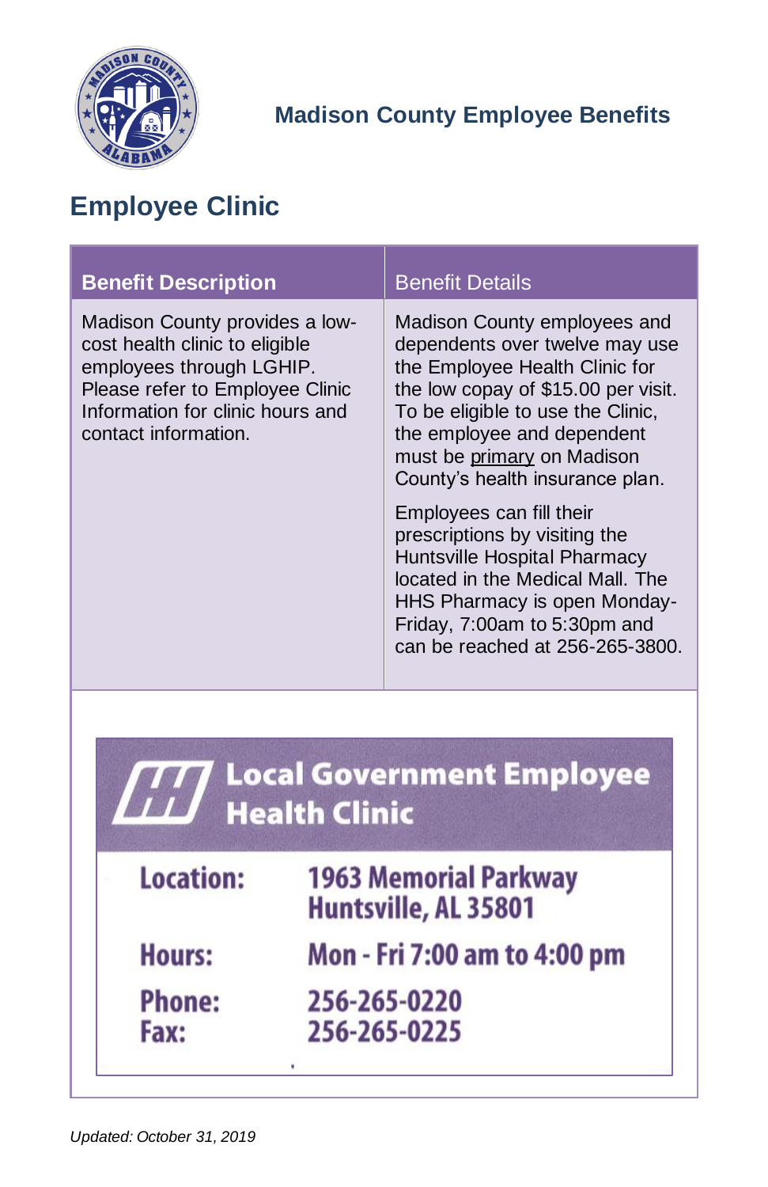## Madison County Employee Benefits

# Employee Clinic

| Benefit Description | Benefit Details |
|---|---|
| Madison County provides a low-cost health clinic to eligible employees through LGHIP. Please refer to Employee Clinic Information for clinic hours and contact information. | Madison County employees and dependents over twelve may use the Employee Health Clinic for the low copay of $15.00 per visit. To be eligible to use the Clinic, the employee and dependent must be primary on Madison County's health insurance plan.<br><br>Employees can fill their prescriptions by visiting the Huntsville Hospital Pharmacy located in the Medical Mall. The HHS Pharmacy is open Monday-Friday, 7:00am to 5:30pm and can be reached at 256-265-3800. |

### Local Government Employee Health Clinic

| | |
|---|---|
| **Location:** | **1963 Memorial Parkway Huntsville, AL 35801** |
| **Hours:** | **Mon - Fri 7:00 am to 4:00 pm** |
| **Phone:** | **256-265-0220** |
| **Fax:** | **256-265-0225** |

*Updated: October 31, 2019*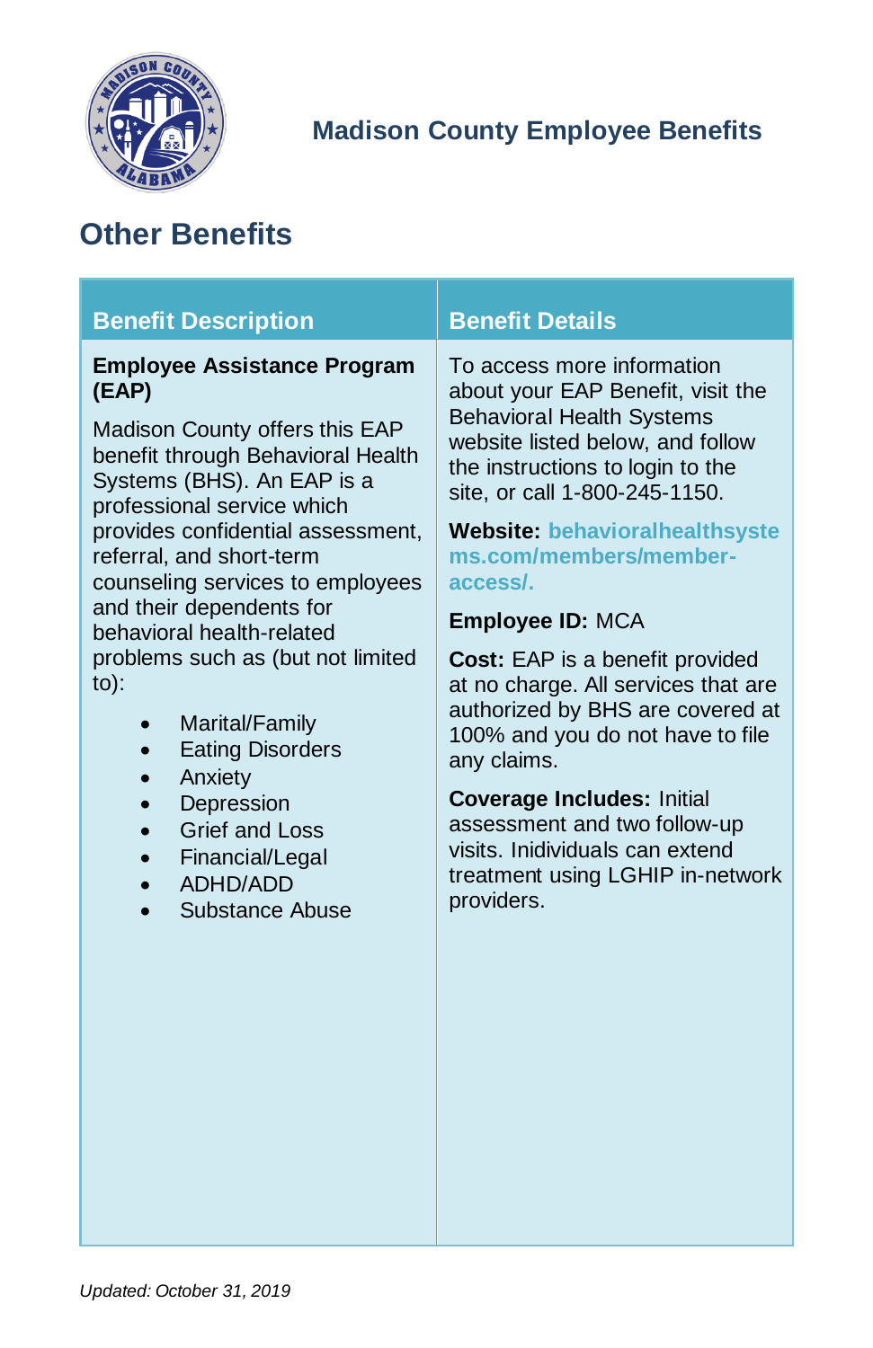# Madison County Employee Benefits

## Other Benefits

| Benefit Description | Benefit Details |
| --- | --- |
| **Employee Assistance Program (EAP)**<br><br>Madison County offers this EAP benefit through Behavioral Health Systems (BHS). An EAP is a professional service which provides confidential assessment, referral, and short-term counseling services to employees and their dependents for behavioral health-related problems such as (but not limited to):<br><br>• Marital/Family<br>• Eating Disorders<br>• Anxiety<br>• Depression<br>• Grief and Loss<br>• Financial/Legal<br>• ADHD/ADD<br>• Substance Abuse | To access more information about your EAP Benefit, visit the Behavioral Health Systems website listed below, and follow the instructions to login to the site, or call 1-800-245-1150.<br><br>**Website: behavioralhealthsystems.com/members/member-access/.**<br><br>**Employee ID:** MCA<br><br>**Cost:** EAP is a benefit provided at no charge. All services that are authorized by BHS are covered at 100% and you do not have to file any claims.<br><br>**Coverage Includes:** Initial assessment and two follow-up visits. Inidividuals can extend treatment using LGHIP in-network providers. |

*Updated: October 31, 2019*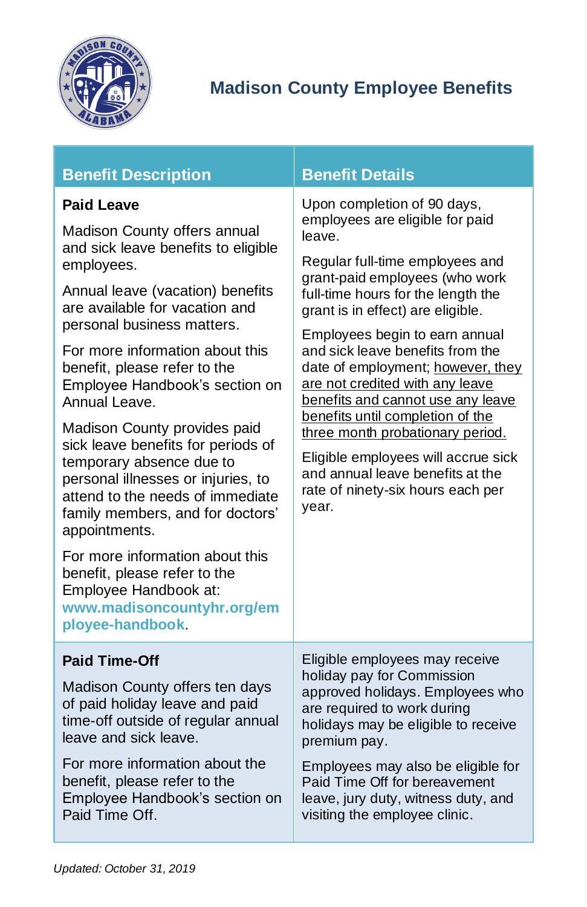# Madison County Employee Benefits

| Benefit Description | Benefit Details |
| --- | --- |
| **Paid Leave**<br><br>Madison County offers annual and sick leave benefits to eligible employees.<br><br>Annual leave (vacation) benefits are available for vacation and personal business matters.<br><br>For more information about this benefit, please refer to the Employee Handbook's section on Annual Leave.<br><br>Madison County provides paid sick leave benefits for periods of temporary absence due to personal illnesses or injuries, to attend to the needs of immediate family members, and for doctors' appointments.<br><br>For more information about this benefit, please refer to the Employee Handbook at: **www.madisoncountyhr.org/employee-handbook**. | Upon completion of 90 days, employees are eligible for paid leave.<br><br>Regular full-time employees and grant-paid employees (who work full-time hours for the length the grant is in effect) are eligible.<br><br>Employees begin to earn annual and sick leave benefits from the date of employment; <u>however, they are not credited with any leave benefits and cannot use any leave benefits until completion of the three month probationary period.</u><br><br>Eligible employees will accrue sick and annual leave benefits at the rate of ninety-six hours each per year. |
| **Paid Time-Off**<br><br>Madison County offers ten days of paid holiday leave and paid time-off outside of regular annual leave and sick leave.<br><br>For more information about the benefit, please refer to the Employee Handbook's section on Paid Time Off. | Eligible employees may receive holiday pay for Commission approved holidays. Employees who are required to work during holidays may be eligible to receive premium pay.<br><br>Employees may also be eligible for Paid Time Off for bereavement leave, jury duty, witness duty, and visiting the employee clinic. |

*Updated: October 31, 2019*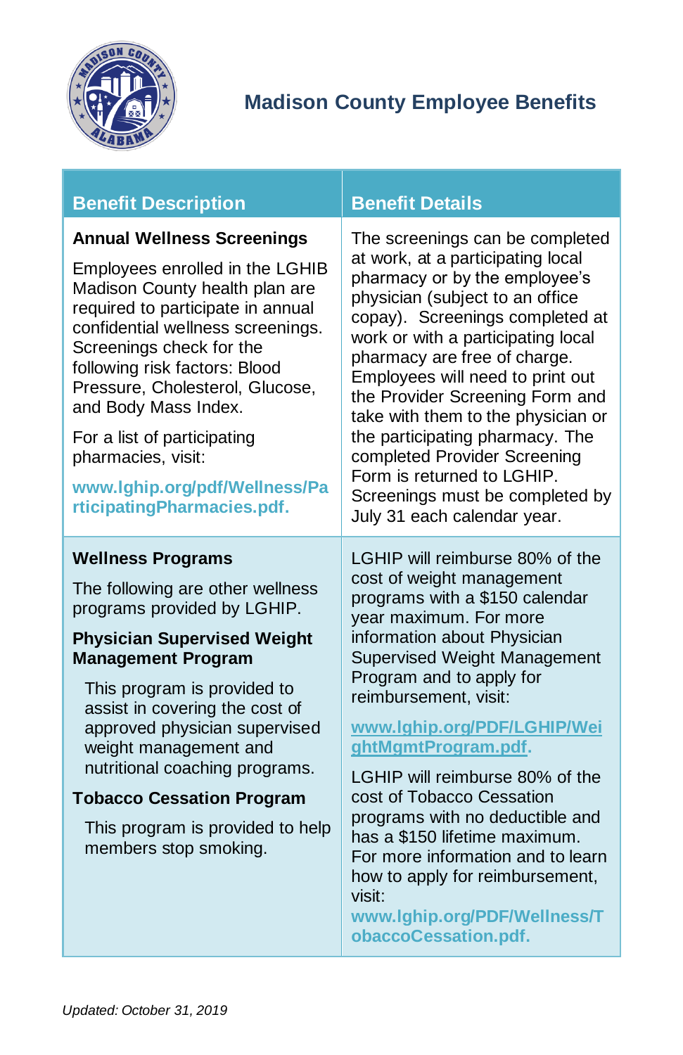# Madison County Employee Benefits

| Benefit Description | Benefit Details |
|---|---|
| **Annual Wellness Screenings**<br><br>Employees enrolled in the LGHIB Madison County health plan are required to participate in annual confidential wellness screenings. Screenings check for the following risk factors: Blood Pressure, Cholesterol, Glucose, and Body Mass Index.<br><br>For a list of participating pharmacies, visit:<br><br>**www.lghip.org/pdf/Wellness/ParticipatingPharmacies.pdf.** | The screenings can be completed at work, at a participating local pharmacy or by the employee's physician (subject to an office copay). Screenings completed at work or with a participating local pharmacy are free of charge. Employees will need to print out the Provider Screening Form and take with them to the physician or the participating pharmacy. The completed Provider Screening Form is returned to LGHIP. Screenings must be completed by July 31 each calendar year. |
| **Wellness Programs**<br><br>The following are other wellness programs provided by LGHIP.<br><br>**Physician Supervised Weight Management Program**<br><br>This program is provided to assist in covering the cost of approved physician supervised weight management and nutritional coaching programs.<br><br>**Tobacco Cessation Program**<br><br>This program is provided to help members stop smoking. | LGHIP will reimburse 80% of the cost of weight management programs with a $150 calendar year maximum. For more information about Physician Supervised Weight Management Program and to apply for reimbursement, visit:<br><br>**www.lghip.org/PDF/LGHIP/WeightMgmtProgram.pdf.**<br><br>LGHIP will reimburse 80% of the cost of Tobacco Cessation programs with no deductible and has a $150 lifetime maximum. For more information and to learn how to apply for reimbursement, visit: **www.lghip.org/PDF/Wellness/TobaccoCessation.pdf.** |

*Updated: October 31, 2019*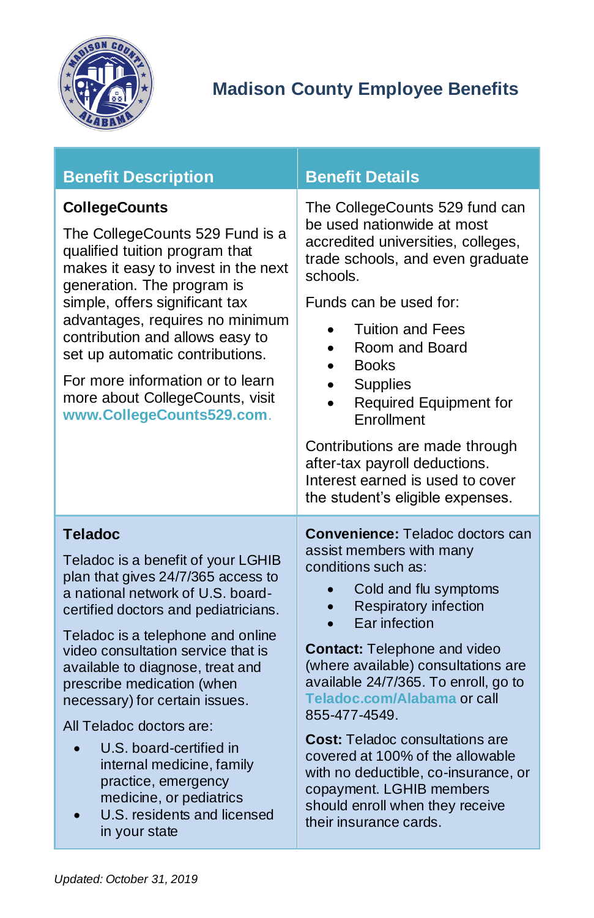# Madison County Employee Benefits

| Benefit Description | Benefit Details |
|---|---|
| **CollegeCounts**<br><br>The CollegeCounts 529 Fund is a qualified tuition program that makes it easy to invest in the next generation. The program is simple, offers significant tax advantages, requires no minimum contribution and allows easy to set up automatic contributions.<br><br>For more information or to learn more about CollegeCounts, visit **www.CollegeCounts529.com**. | The CollegeCounts 529 fund can be used nationwide at most accredited universities, colleges, trade schools, and even graduate schools.<br><br>Funds can be used for:<br>• Tuition and Fees<br>• Room and Board<br>• Books<br>• Supplies<br>• Required Equipment for Enrollment<br><br>Contributions are made through after-tax payroll deductions. Interest earned is used to cover the student's eligible expenses. |
| **Teladoc**<br><br>Teladoc is a benefit of your LGHIB plan that gives 24/7/365 access to a national network of U.S. board-certified doctors and pediatricians.<br><br>Teladoc is a telephone and online video consultation service that is available to diagnose, treat and prescribe medication (when necessary) for certain issues.<br><br>All Teladoc doctors are:<br>• U.S. board-certified in internal medicine, family practice, emergency medicine, or pediatrics<br>• U.S. residents and licensed in your state | **Convenience:** Teladoc doctors can assist members with many conditions such as:<br>• Cold and flu symptoms<br>• Respiratory infection<br>• Ear infection<br><br>**Contact:** Telephone and video (where available) consultations are available 24/7/365. To enroll, go to **Teladoc.com/Alabama** or call 855-477-4549.<br><br>**Cost:** Teladoc consultations are covered at 100% of the allowable with no deductible, co-insurance, or copayment. LGHIB members should enroll when they receive their insurance cards. |

*Updated: October 31, 2019*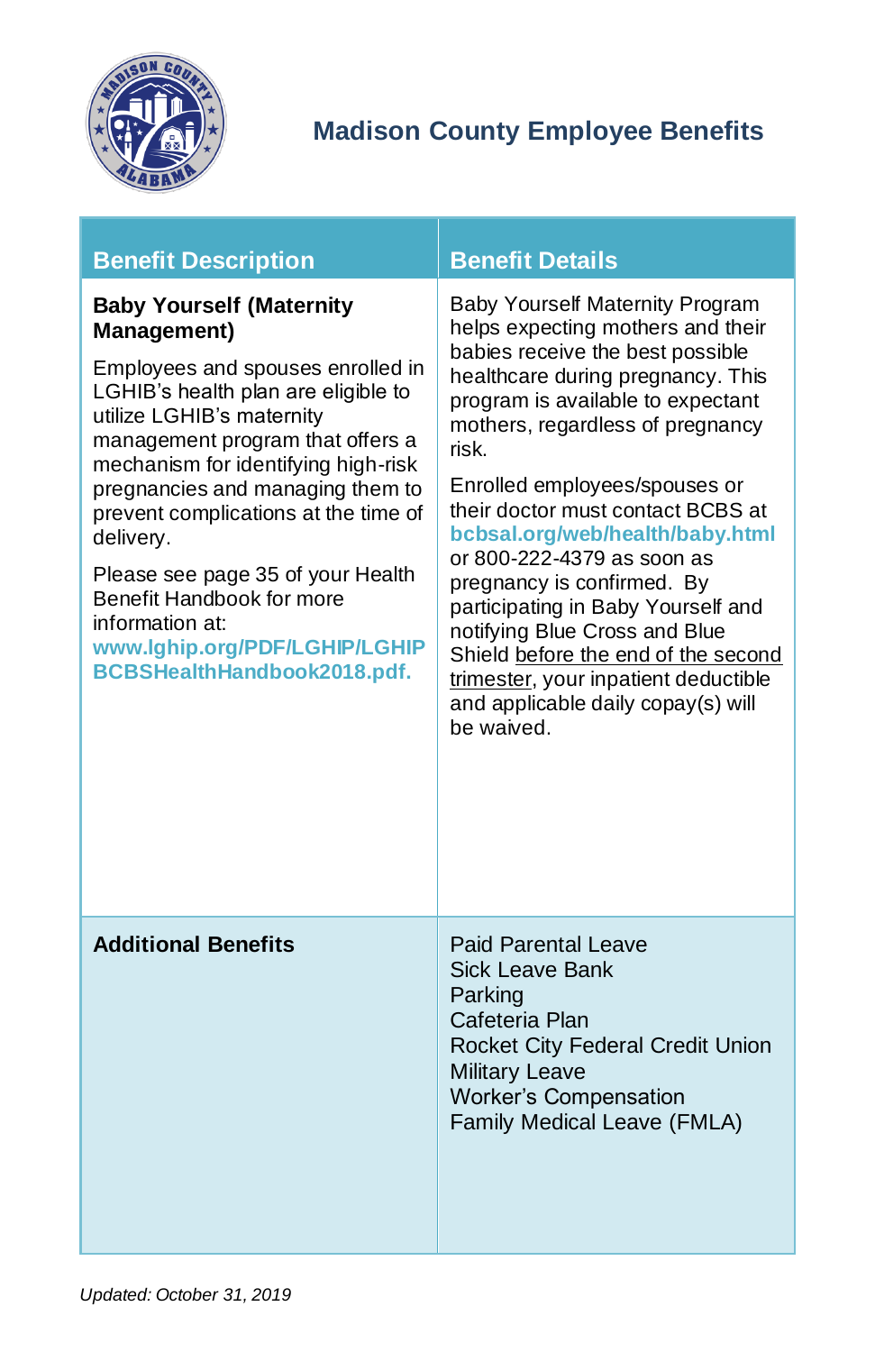# Madison County Employee Benefits

| Benefit Description | Benefit Details |
| --- | --- |
| **Baby Yourself (Maternity Management)**<br><br>Employees and spouses enrolled in LGHIB's health plan are eligible to utilize LGHIB's maternity management program that offers a mechanism for identifying high-risk pregnancies and managing them to prevent complications at the time of delivery.<br><br>Please see page 35 of your Health Benefit Handbook for more information at: **www.lghip.org/PDF/LGHIP/LGHIPBCBSHealthHandbook2018.pdf.** | Baby Yourself Maternity Program helps expecting mothers and their babies receive the best possible healthcare during pregnancy. This program is available to expectant mothers, regardless of pregnancy risk.<br><br>Enrolled employees/spouses or their doctor must contact BCBS at **bcbsal.org/web/health/baby.html** or 800-222-4379 as soon as pregnancy is confirmed. By participating in Baby Yourself and notifying Blue Cross and Blue Shield before the end of the second trimester, your inpatient deductible and applicable daily copay(s) will be waived. |
| **Additional Benefits** | Paid Parental Leave<br>Sick Leave Bank<br>Parking<br>Cafeteria Plan<br>Rocket City Federal Credit Union<br>Military Leave<br>Worker's Compensation<br>Family Medical Leave (FMLA) |

*Updated: October 31, 2019*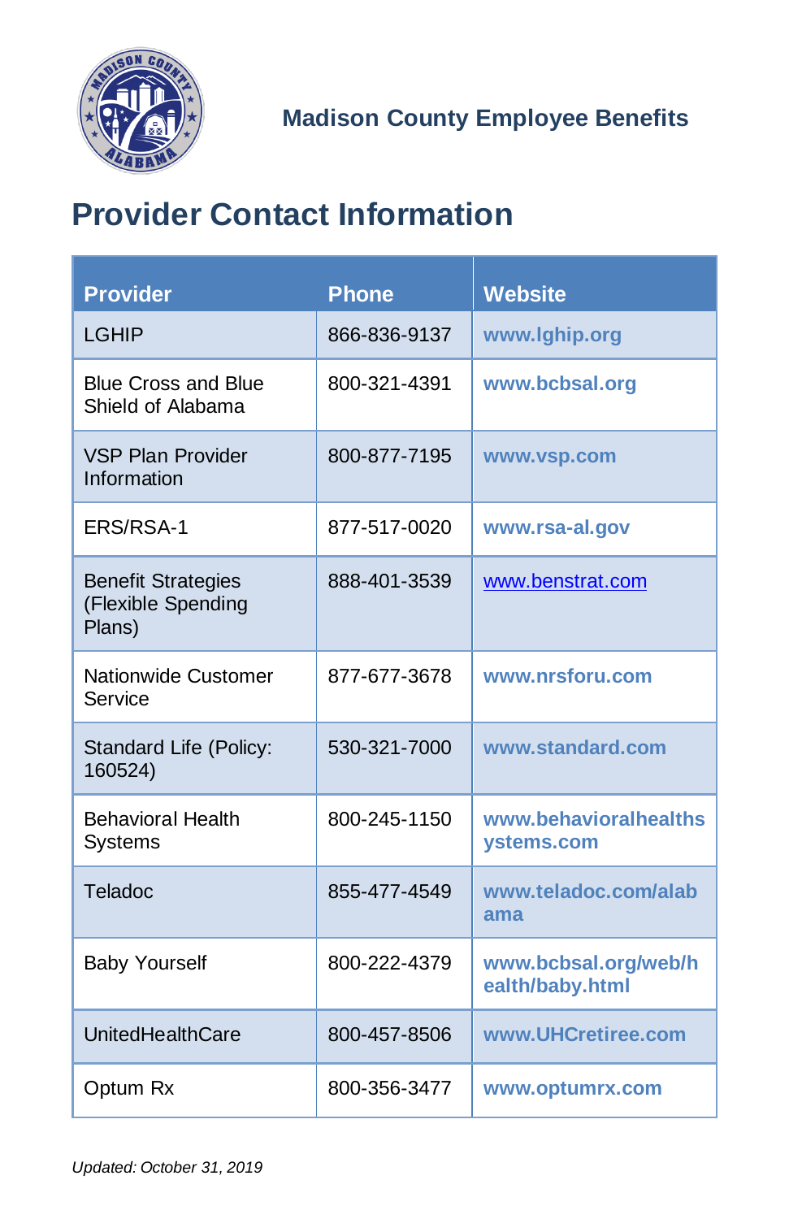Madison County Employee Benefits

# Provider Contact Information

| Provider | Phone | Website |
|---|---|---|
| LGHIP | 866-836-9137 | www.lghip.org |
| Blue Cross and Blue Shield of Alabama | 800-321-4391 | www.bcbsal.org |
| VSP Plan Provider Information | 800-877-7195 | www.vsp.com |
| ERS/RSA-1 | 877-517-0020 | www.rsa-al.gov |
| Benefit Strategies (Flexible Spending Plans) | 888-401-3539 | www.benstrat.com |
| Nationwide Customer Service | 877-677-3678 | www.nrsforu.com |
| Standard Life (Policy: 160524) | 530-321-7000 | www.standard.com |
| Behavioral Health Systems | 800-245-1150 | www.behavioralhealthsystems.com |
| Teladoc | 855-477-4549 | www.teladoc.com/alabama |
| Baby Yourself | 800-222-4379 | www.bcbsal.org/web/health/baby.html |
| UnitedHealthCare | 800-457-8506 | www.UHCretiree.com |
| Optum Rx | 800-356-3477 | www.optumrx.com |

*Updated: October 31, 2019*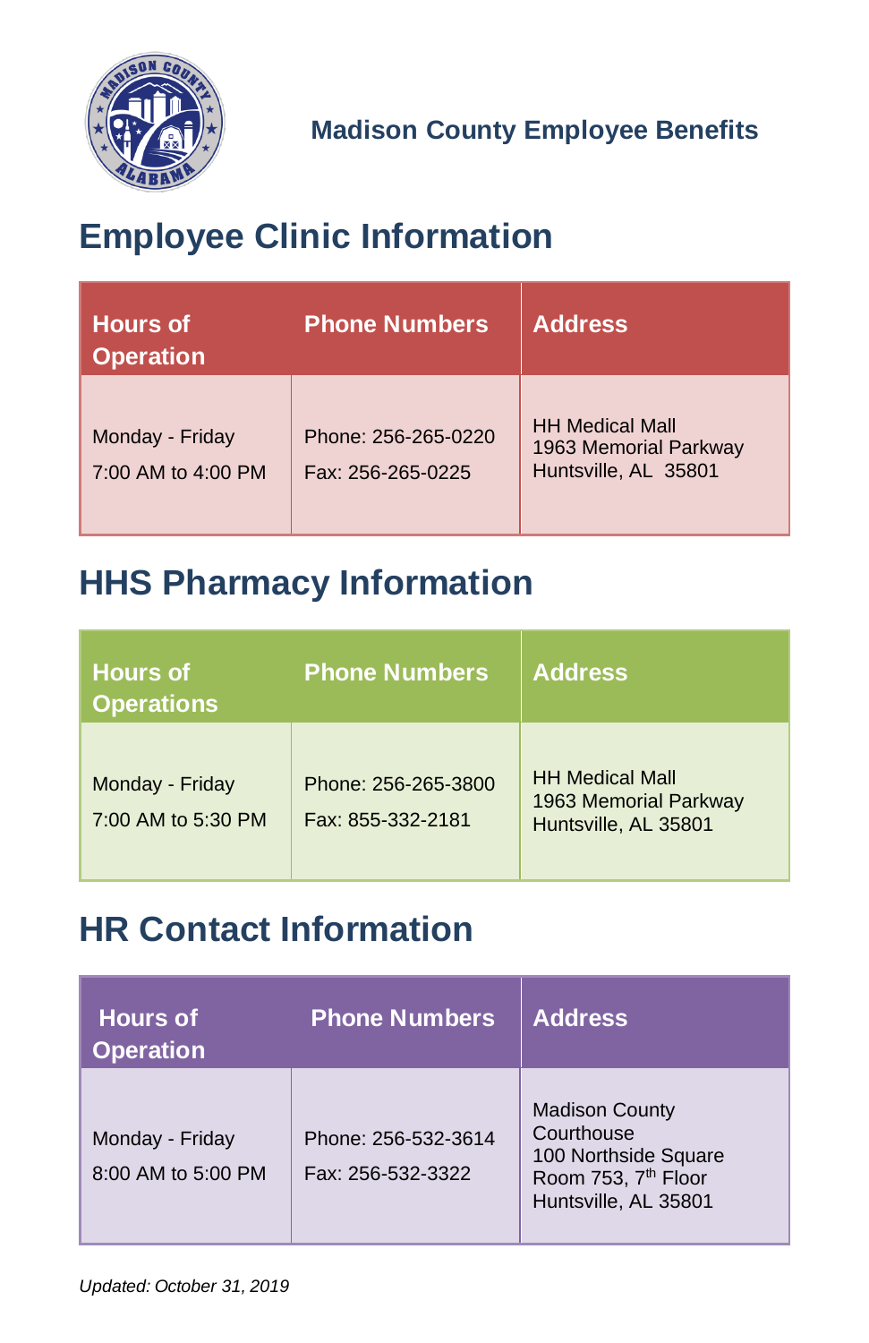Madison County Employee Benefits

# Employee Clinic Information

| Hours of Operation | Phone Numbers | Address |
|---|---|---|
| Monday - Friday<br>7:00 AM to 4:00 PM | Phone: 256-265-0220<br>Fax: 256-265-0225 | HH Medical Mall<br>1963 Memorial Parkway<br>Huntsville, AL 35801 |

# HHS Pharmacy Information

| Hours of Operations | Phone Numbers | Address |
|---|---|---|
| Monday - Friday<br>7:00 AM to 5:30 PM | Phone: 256-265-3800<br>Fax: 855-332-2181 | HH Medical Mall<br>1963 Memorial Parkway<br>Huntsville, AL 35801 |

# HR Contact Information

| Hours of Operation | Phone Numbers | Address |
|---|---|---|
| Monday - Friday<br>8:00 AM to 5:00 PM | Phone: 256-532-3614<br>Fax: 256-532-3322 | Madison County Courthouse<br>100 Northside Square<br>Room 753, 7th Floor<br>Huntsville, AL 35801 |

*Updated: October 31, 2019*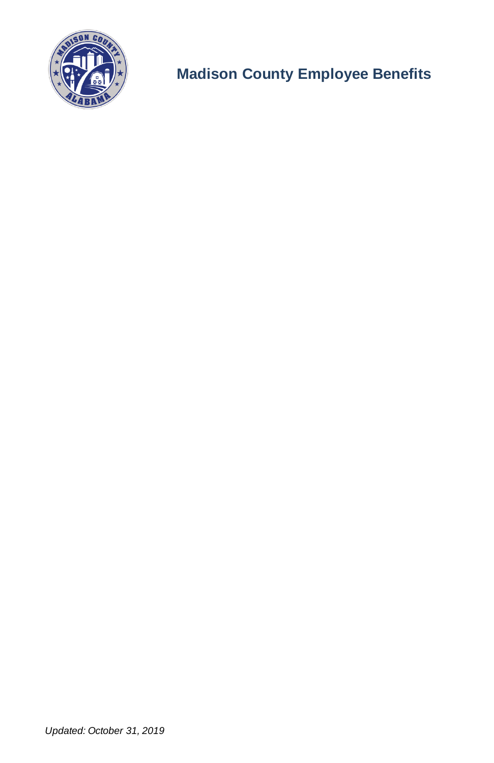# Madison County Employee Benefits

*Updated: October 31, 2019*